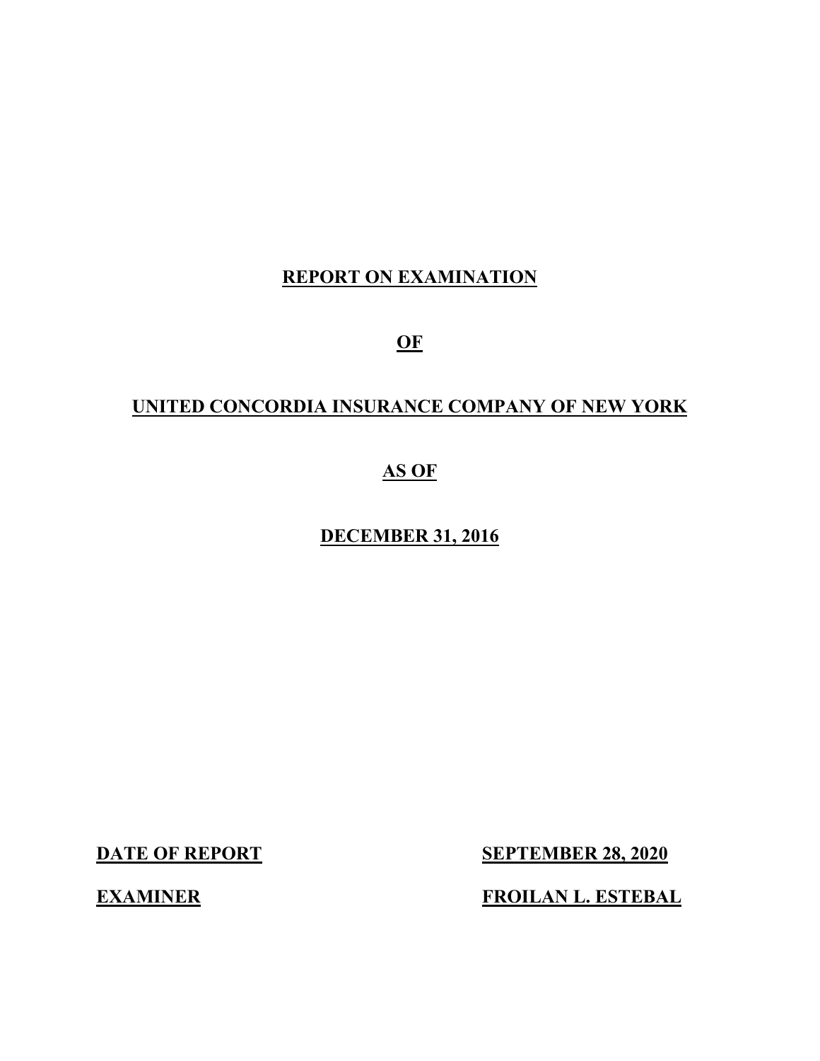# REPORT ON EXAMINATION

# OF

# UNITED CONCORDIA INSURANCE COMPANY OF NEW YORK

# AS OF

# DECEMBER 31, 2016

**DATE OF REPORT** **SEPTEMBER 28, 2020**

**EXAMINER** **FROILAN L. ESTEBAL**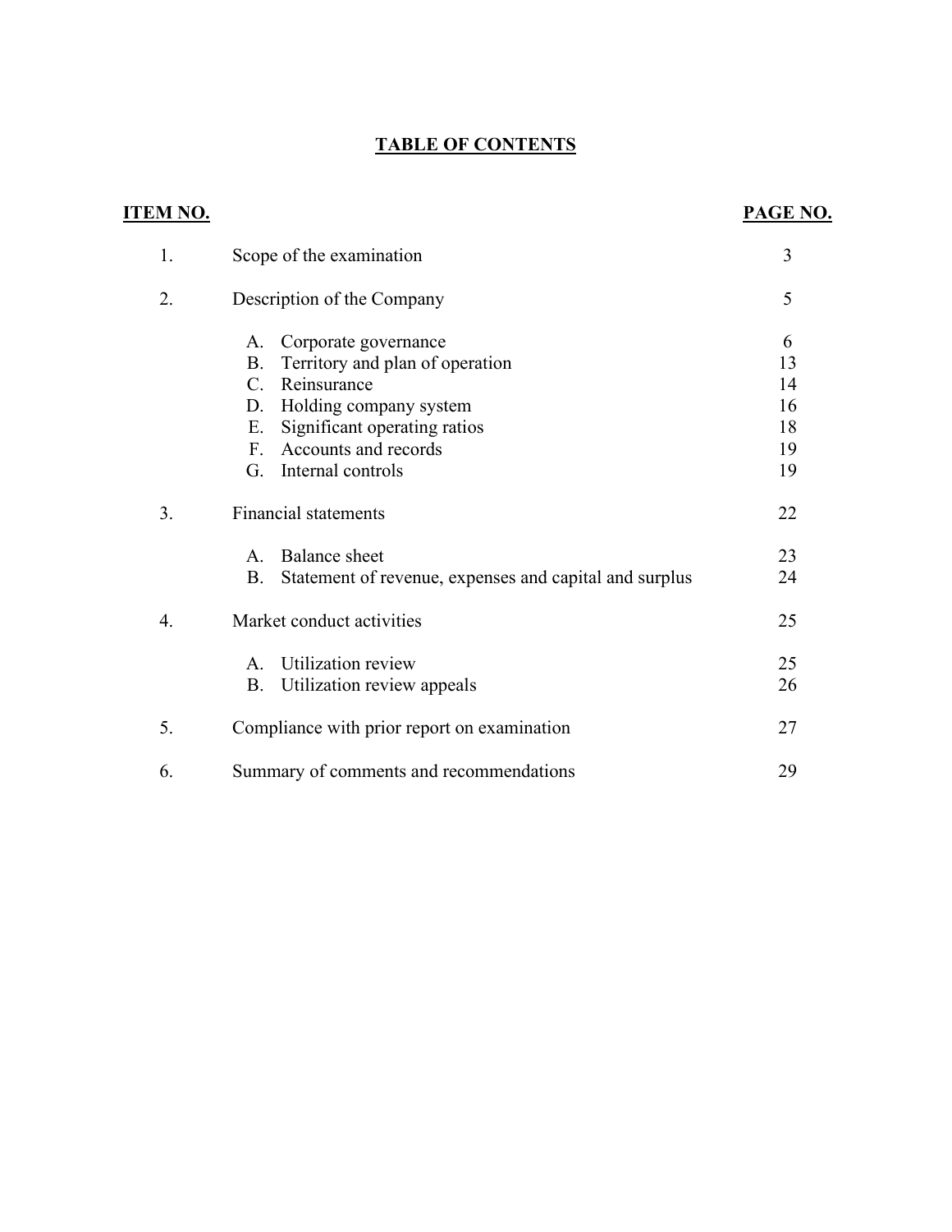# TABLE OF CONTENTS

| ITEM NO. | | PAGE NO. |
|---|---|---|
| 1. | Scope of the examination | 3 |
| 2. | Description of the Company | 5 |
| | A. Corporate governance | 6 |
| | B. Territory and plan of operation | 13 |
| | C. Reinsurance | 14 |
| | D. Holding company system | 16 |
| | E. Significant operating ratios | 18 |
| | F. Accounts and records | 19 |
| | G. Internal controls | 19 |
| 3. | Financial statements | 22 |
| | A. Balance sheet | 23 |
| | B. Statement of revenue, expenses and capital and surplus | 24 |
| 4. | Market conduct activities | 25 |
| | A. Utilization review | 25 |
| | B. Utilization review appeals | 26 |
| 5. | Compliance with prior report on examination | 27 |
| 6. | Summary of comments and recommendations | 29 |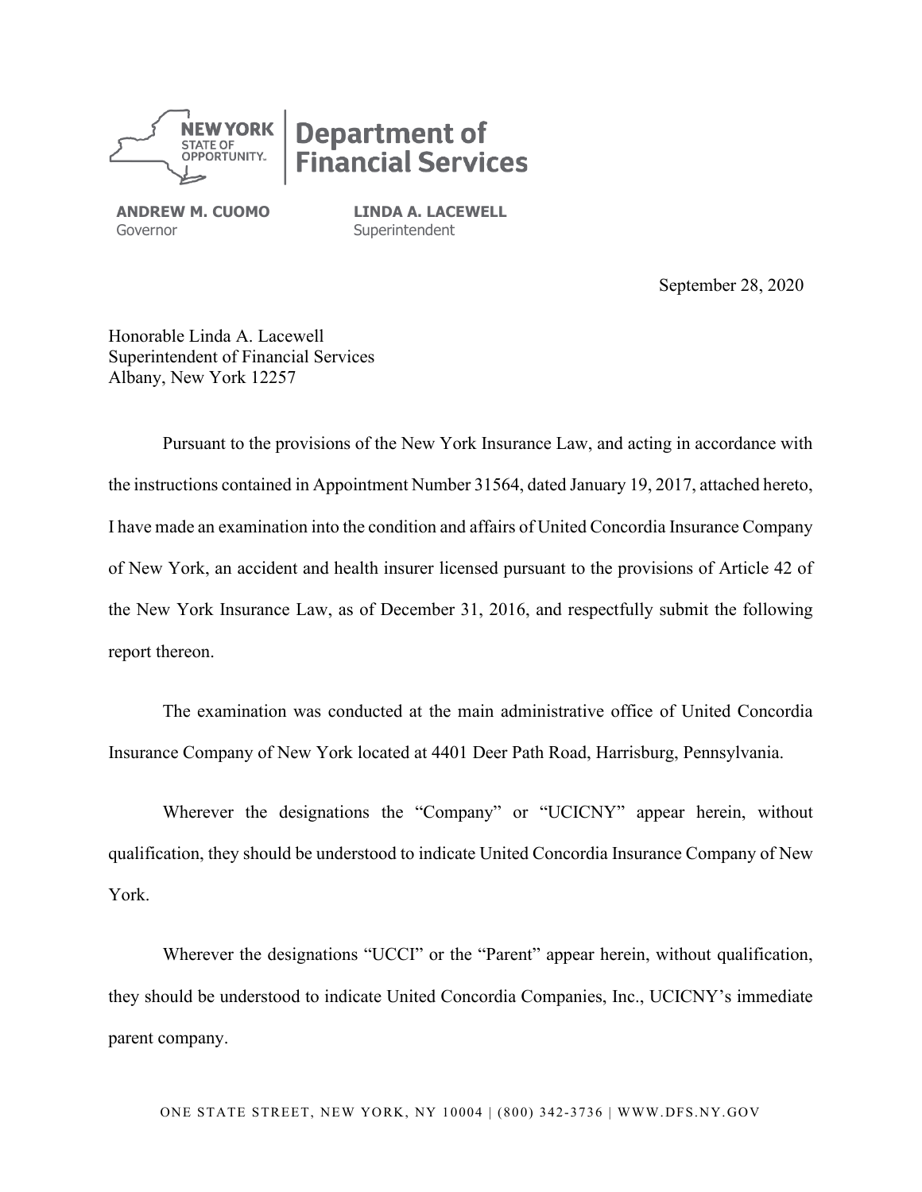**NEW YORK STATE OF OPPORTUNITY.** | **Department of Financial Services**

**ANDREW M. CUOMO**
Governor

**LINDA A. LACEWELL**
Superintendent

September 28, 2020

Honorable Linda A. Lacewell
Superintendent of Financial Services
Albany, New York 12257

Pursuant to the provisions of the New York Insurance Law, and acting in accordance with the instructions contained in Appointment Number 31564, dated January 19, 2017, attached hereto, I have made an examination into the condition and affairs of United Concordia Insurance Company of New York, an accident and health insurer licensed pursuant to the provisions of Article 42 of the New York Insurance Law, as of December 31, 2016, and respectfully submit the following report thereon.

The examination was conducted at the main administrative office of United Concordia Insurance Company of New York located at 4401 Deer Path Road, Harrisburg, Pennsylvania.

Wherever the designations the "Company" or "UCICNY" appear herein, without qualification, they should be understood to indicate United Concordia Insurance Company of New York.

Wherever the designations "UCCI" or the "Parent" appear herein, without qualification, they should be understood to indicate United Concordia Companies, Inc., UCICNY's immediate parent company.

ONE STATE STREET, NEW YORK, NY 10004 | (800) 342-3736 | WWW.DFS.NY.GOV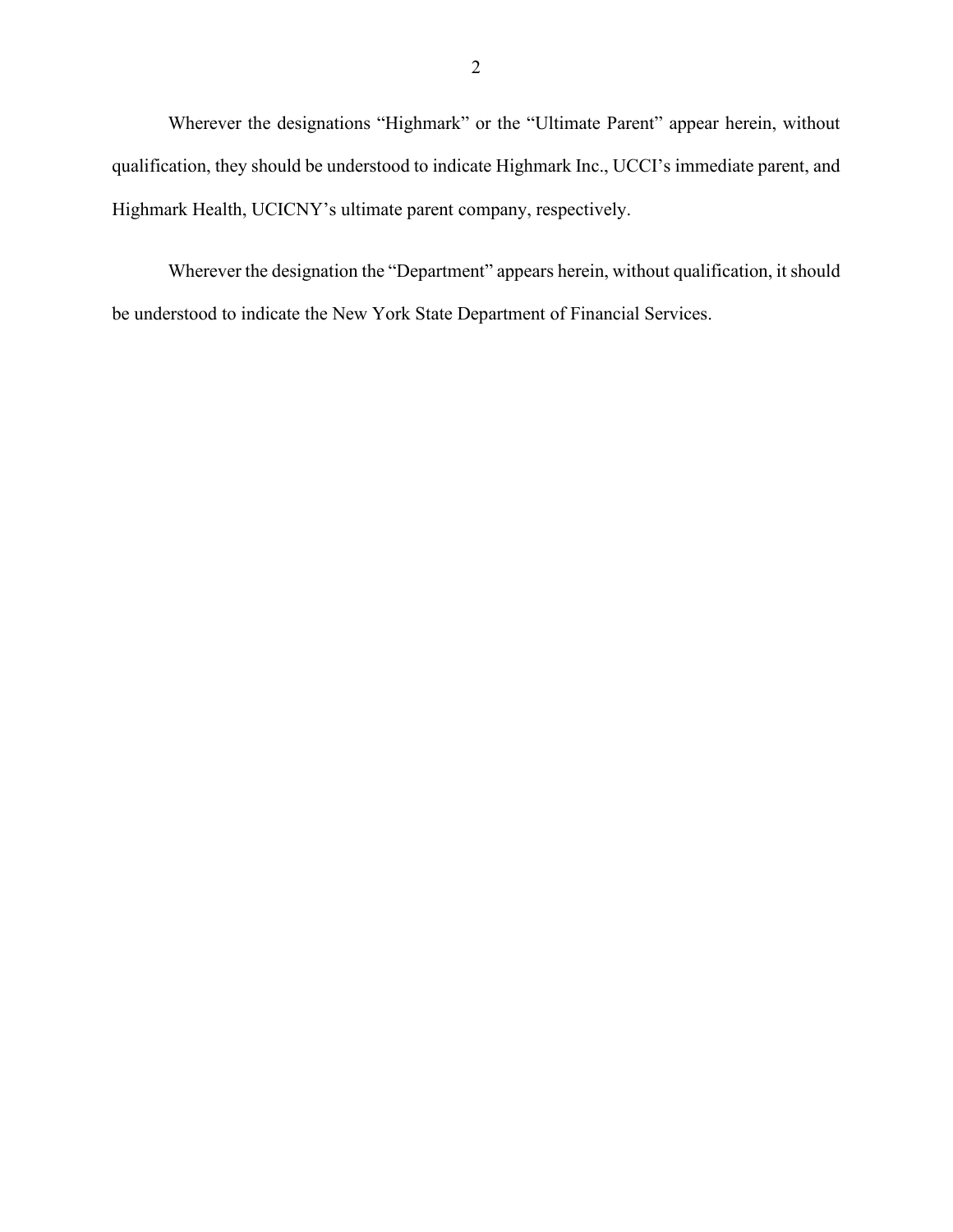Wherever the designations "Highmark" or the "Ultimate Parent" appear herein, without qualification, they should be understood to indicate Highmark Inc., UCCI's immediate parent, and Highmark Health, UCICNY's ultimate parent company, respectively.

Wherever the designation the "Department" appears herein, without qualification, it should be understood to indicate the New York State Department of Financial Services.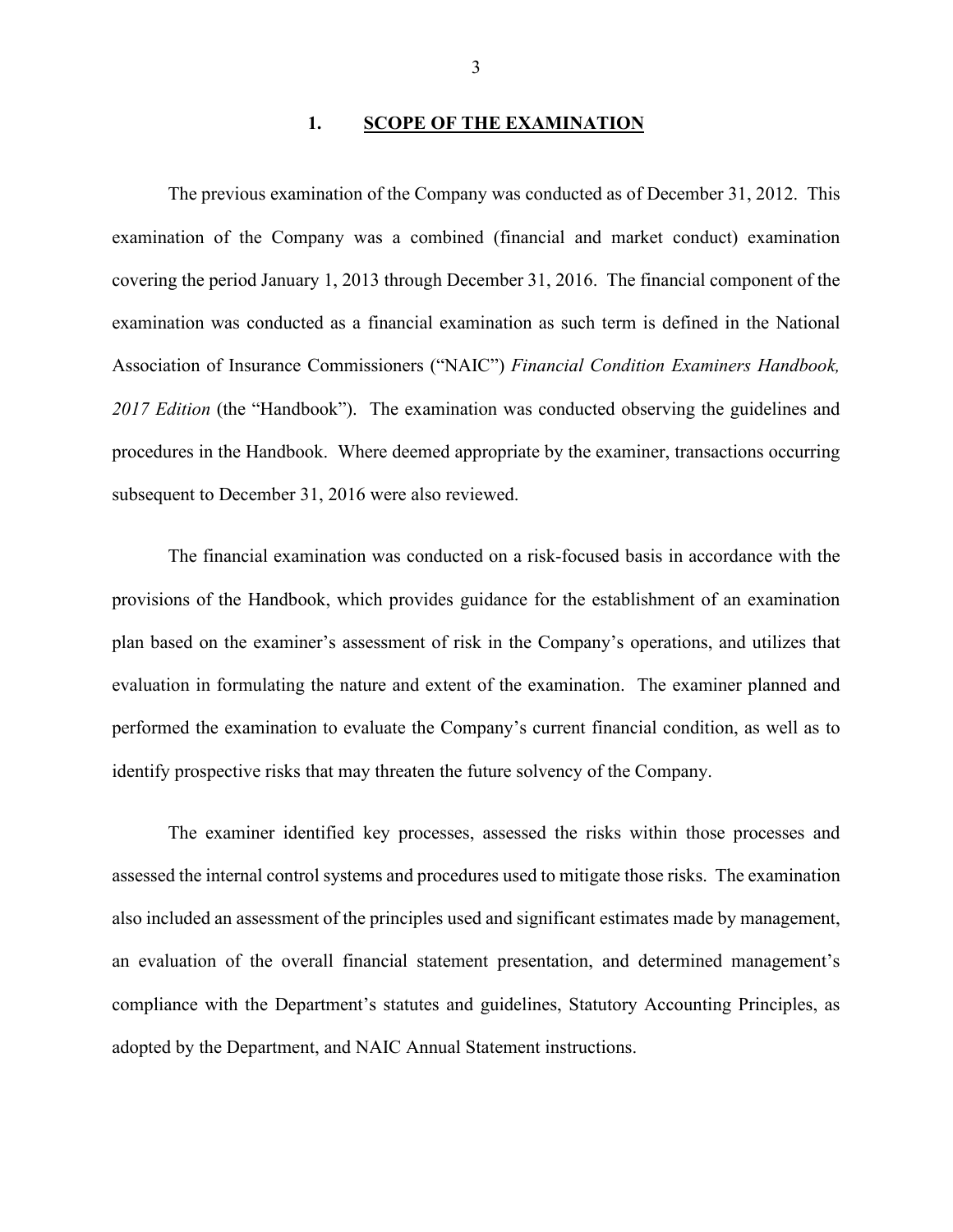## 1. SCOPE OF THE EXAMINATION

The previous examination of the Company was conducted as of December 31, 2012. This examination of the Company was a combined (financial and market conduct) examination covering the period January 1, 2013 through December 31, 2016. The financial component of the examination was conducted as a financial examination as such term is defined in the National Association of Insurance Commissioners ("NAIC") *Financial Condition Examiners Handbook, 2017 Edition* (the "Handbook"). The examination was conducted observing the guidelines and procedures in the Handbook. Where deemed appropriate by the examiner, transactions occurring subsequent to December 31, 2016 were also reviewed.

The financial examination was conducted on a risk-focused basis in accordance with the provisions of the Handbook, which provides guidance for the establishment of an examination plan based on the examiner's assessment of risk in the Company's operations, and utilizes that evaluation in formulating the nature and extent of the examination. The examiner planned and performed the examination to evaluate the Company's current financial condition, as well as to identify prospective risks that may threaten the future solvency of the Company.

The examiner identified key processes, assessed the risks within those processes and assessed the internal control systems and procedures used to mitigate those risks. The examination also included an assessment of the principles used and significant estimates made by management, an evaluation of the overall financial statement presentation, and determined management's compliance with the Department's statutes and guidelines, Statutory Accounting Principles, as adopted by the Department, and NAIC Annual Statement instructions.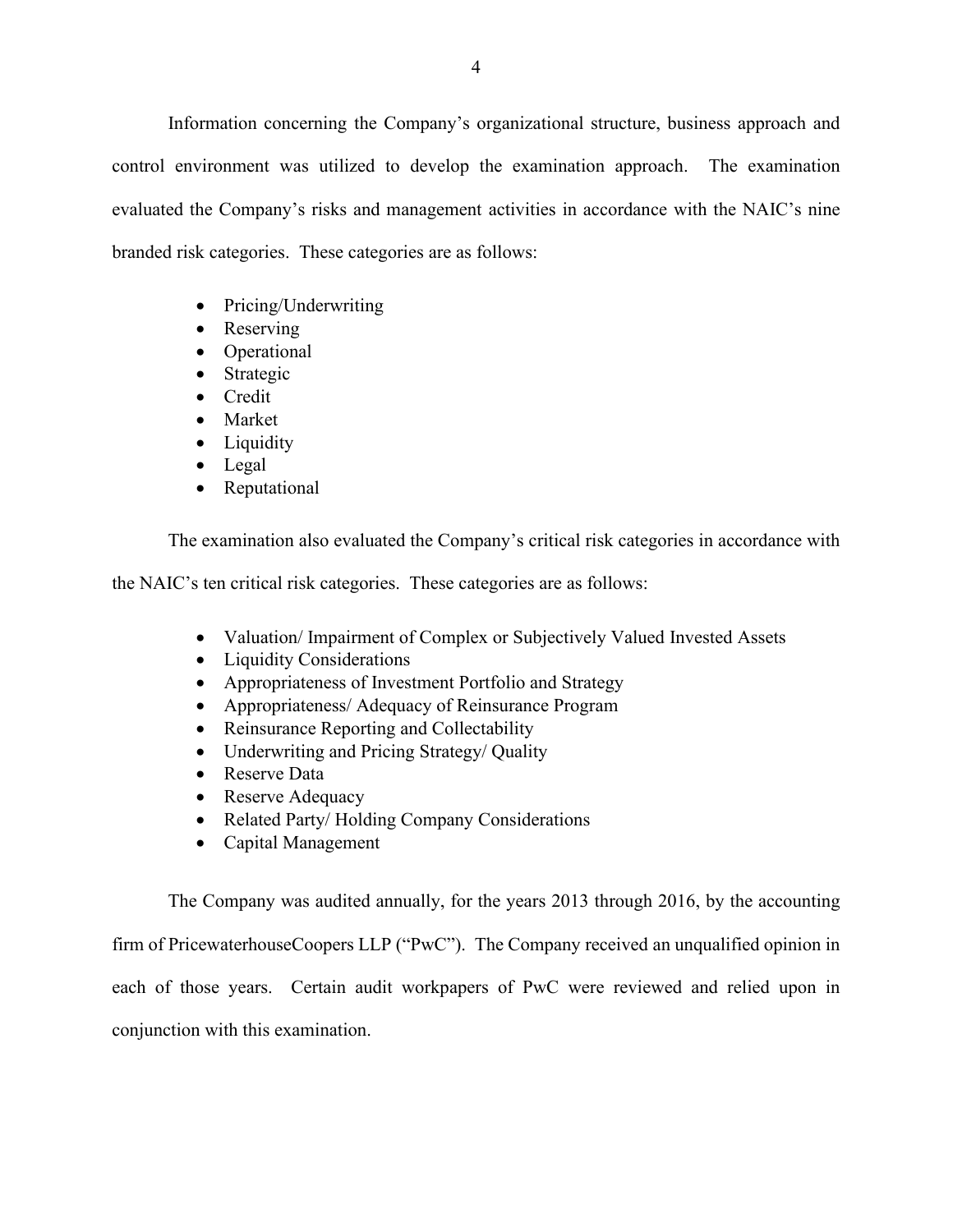Information concerning the Company's organizational structure, business approach and control environment was utilized to develop the examination approach. The examination evaluated the Company's risks and management activities in accordance with the NAIC's nine branded risk categories. These categories are as follows:

- Pricing/Underwriting
- Reserving
- Operational
- Strategic
- Credit
- Market
- Liquidity
- Legal
- Reputational

The examination also evaluated the Company's critical risk categories in accordance with the NAIC's ten critical risk categories. These categories are as follows:

- Valuation/ Impairment of Complex or Subjectively Valued Invested Assets
- Liquidity Considerations
- Appropriateness of Investment Portfolio and Strategy
- Appropriateness/ Adequacy of Reinsurance Program
- Reinsurance Reporting and Collectability
- Underwriting and Pricing Strategy/ Quality
- Reserve Data
- Reserve Adequacy
- Related Party/ Holding Company Considerations
- Capital Management

The Company was audited annually, for the years 2013 through 2016, by the accounting firm of PricewaterhouseCoopers LLP ("PwC"). The Company received an unqualified opinion in each of those years. Certain audit workpapers of PwC were reviewed and relied upon in conjunction with this examination.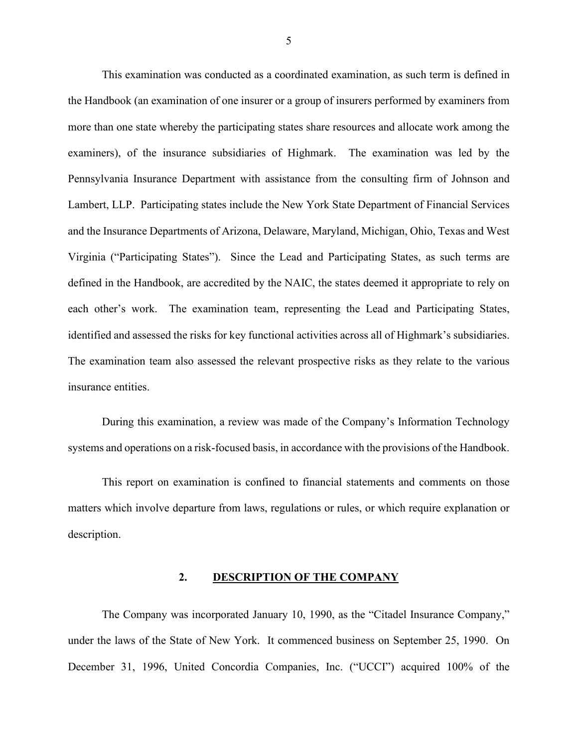This examination was conducted as a coordinated examination, as such term is defined in the Handbook (an examination of one insurer or a group of insurers performed by examiners from more than one state whereby the participating states share resources and allocate work among the examiners), of the insurance subsidiaries of Highmark. The examination was led by the Pennsylvania Insurance Department with assistance from the consulting firm of Johnson and Lambert, LLP. Participating states include the New York State Department of Financial Services and the Insurance Departments of Arizona, Delaware, Maryland, Michigan, Ohio, Texas and West Virginia ("Participating States"). Since the Lead and Participating States, as such terms are defined in the Handbook, are accredited by the NAIC, the states deemed it appropriate to rely on each other's work. The examination team, representing the Lead and Participating States, identified and assessed the risks for key functional activities across all of Highmark's subsidiaries. The examination team also assessed the relevant prospective risks as they relate to the various insurance entities.

During this examination, a review was made of the Company's Information Technology systems and operations on a risk-focused basis, in accordance with the provisions of the Handbook.

This report on examination is confined to financial statements and comments on those matters which involve departure from laws, regulations or rules, or which require explanation or description.

## 2. DESCRIPTION OF THE COMPANY

The Company was incorporated January 10, 1990, as the "Citadel Insurance Company," under the laws of the State of New York. It commenced business on September 25, 1990. On December 31, 1996, United Concordia Companies, Inc. ("UCCI") acquired 100% of the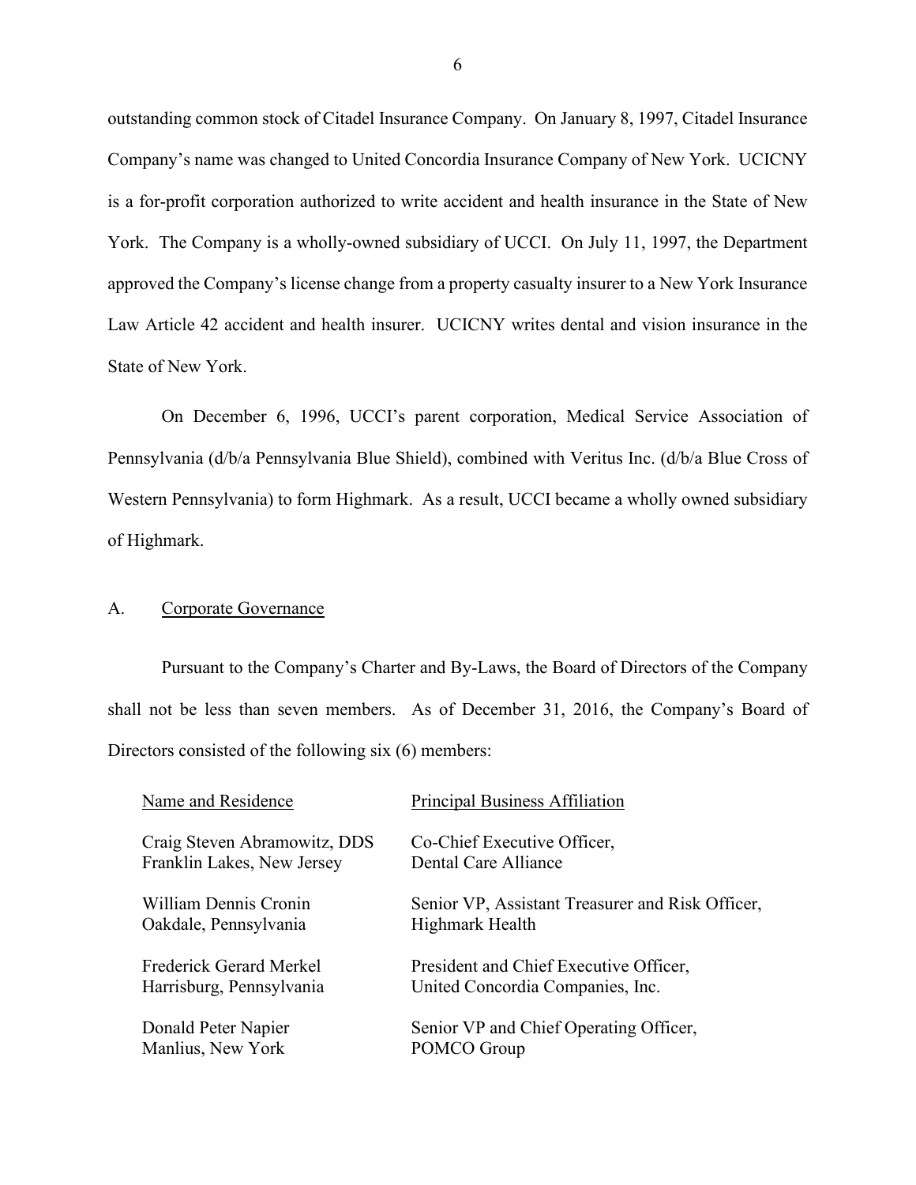outstanding common stock of Citadel Insurance Company. On January 8, 1997, Citadel Insurance Company's name was changed to United Concordia Insurance Company of New York. UCICNY is a for-profit corporation authorized to write accident and health insurance in the State of New York. The Company is a wholly-owned subsidiary of UCCI. On July 11, 1997, the Department approved the Company's license change from a property casualty insurer to a New York Insurance Law Article 42 accident and health insurer. UCICNY writes dental and vision insurance in the State of New York.

On December 6, 1996, UCCI's parent corporation, Medical Service Association of Pennsylvania (d/b/a Pennsylvania Blue Shield), combined with Veritus Inc. (d/b/a Blue Cross of Western Pennsylvania) to form Highmark. As a result, UCCI became a wholly owned subsidiary of Highmark.

## A. Corporate Governance

Pursuant to the Company's Charter and By-Laws, the Board of Directors of the Company shall not be less than seven members. As of December 31, 2016, the Company's Board of Directors consisted of the following six (6) members:

| Name and Residence | Principal Business Affiliation |
|---|---|
| Craig Steven Abramowitz, DDS<br>Franklin Lakes, New Jersey | Co-Chief Executive Officer,<br>Dental Care Alliance |
| William Dennis Cronin<br>Oakdale, Pennsylvania | Senior VP, Assistant Treasurer and Risk Officer,<br>Highmark Health |
| Frederick Gerard Merkel<br>Harrisburg, Pennsylvania | President and Chief Executive Officer,<br>United Concordia Companies, Inc. |
| Donald Peter Napier<br>Manlius, New York | Senior VP and Chief Operating Officer,<br>POMCO Group |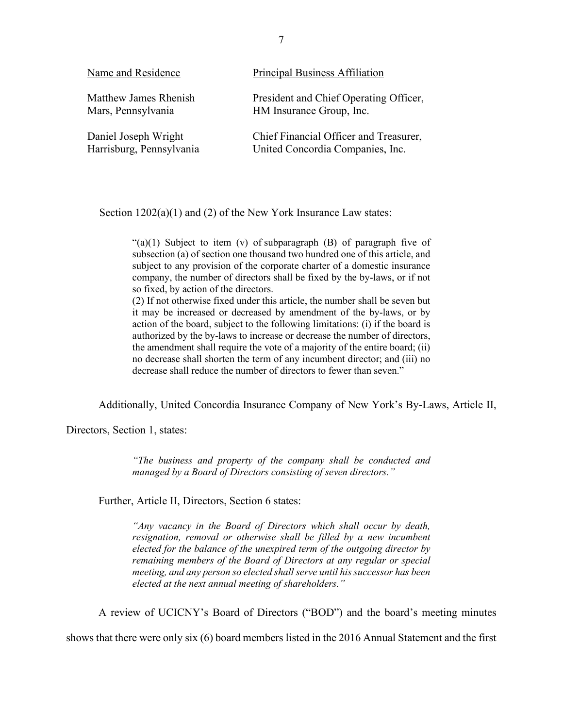| Name and Residence | Principal Business Affiliation |
|---|---|
| Matthew James Rhenish<br>Mars, Pennsylvania | President and Chief Operating Officer,<br>HM Insurance Group, Inc. |
| Daniel Joseph Wright<br>Harrisburg, Pennsylvania | Chief Financial Officer and Treasurer,<br>United Concordia Companies, Inc. |

Section 1202(a)(1) and (2) of the New York Insurance Law states:

> "(a)(1) Subject to item (v) of subparagraph (B) of paragraph five of subsection (a) of section one thousand two hundred one of this article, and subject to any provision of the corporate charter of a domestic insurance company, the number of directors shall be fixed by the by-laws, or if not so fixed, by action of the directors.
> (2) If not otherwise fixed under this article, the number shall be seven but it may be increased or decreased by amendment of the by-laws, or by action of the board, subject to the following limitations: (i) if the board is authorized by the by-laws to increase or decrease the number of directors, the amendment shall require the vote of a majority of the entire board; (ii) no decrease shall shorten the term of any incumbent director; and (iii) no decrease shall reduce the number of directors to fewer than seven."

Additionally, United Concordia Insurance Company of New York's By-Laws, Article II, Directors, Section 1, states:

> *"The business and property of the company shall be conducted and managed by a Board of Directors consisting of seven directors."*

Further, Article II, Directors, Section 6 states:

> *"Any vacancy in the Board of Directors which shall occur by death, resignation, removal or otherwise shall be filled by a new incumbent elected for the balance of the unexpired term of the outgoing director by remaining members of the Board of Directors at any regular or special meeting, and any person so elected shall serve until his successor has been elected at the next annual meeting of shareholders."*

A review of UCICNY's Board of Directors ("BOD") and the board's meeting minutes shows that there were only six (6) board members listed in the 2016 Annual Statement and the first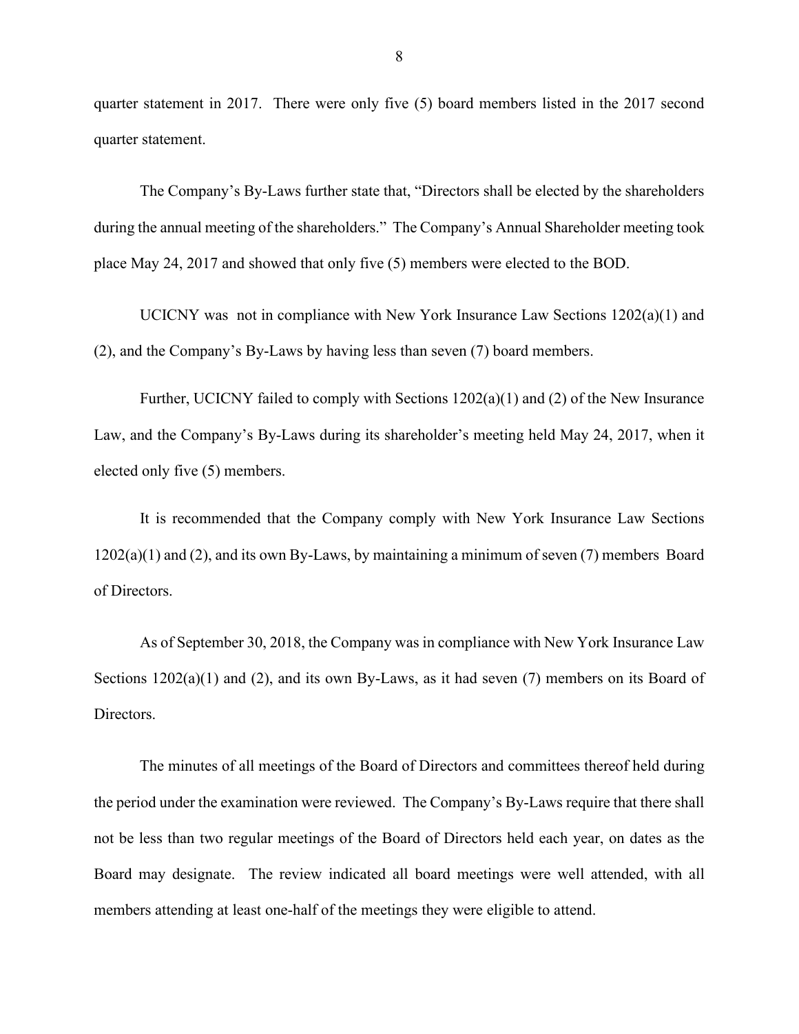quarter statement in 2017. There were only five (5) board members listed in the 2017 second quarter statement.

The Company's By-Laws further state that, "Directors shall be elected by the shareholders during the annual meeting of the shareholders." The Company's Annual Shareholder meeting took place May 24, 2017 and showed that only five (5) members were elected to the BOD.

UCICNY was not in compliance with New York Insurance Law Sections 1202(a)(1) and (2), and the Company's By-Laws by having less than seven (7) board members.

Further, UCICNY failed to comply with Sections 1202(a)(1) and (2) of the New Insurance Law, and the Company's By-Laws during its shareholder's meeting held May 24, 2017, when it elected only five (5) members.

It is recommended that the Company comply with New York Insurance Law Sections 1202(a)(1) and (2), and its own By-Laws, by maintaining a minimum of seven (7) members Board of Directors.

As of September 30, 2018, the Company was in compliance with New York Insurance Law Sections 1202(a)(1) and (2), and its own By-Laws, as it had seven (7) members on its Board of Directors.

The minutes of all meetings of the Board of Directors and committees thereof held during the period under the examination were reviewed. The Company's By-Laws require that there shall not be less than two regular meetings of the Board of Directors held each year, on dates as the Board may designate. The review indicated all board meetings were well attended, with all members attending at least one-half of the meetings they were eligible to attend.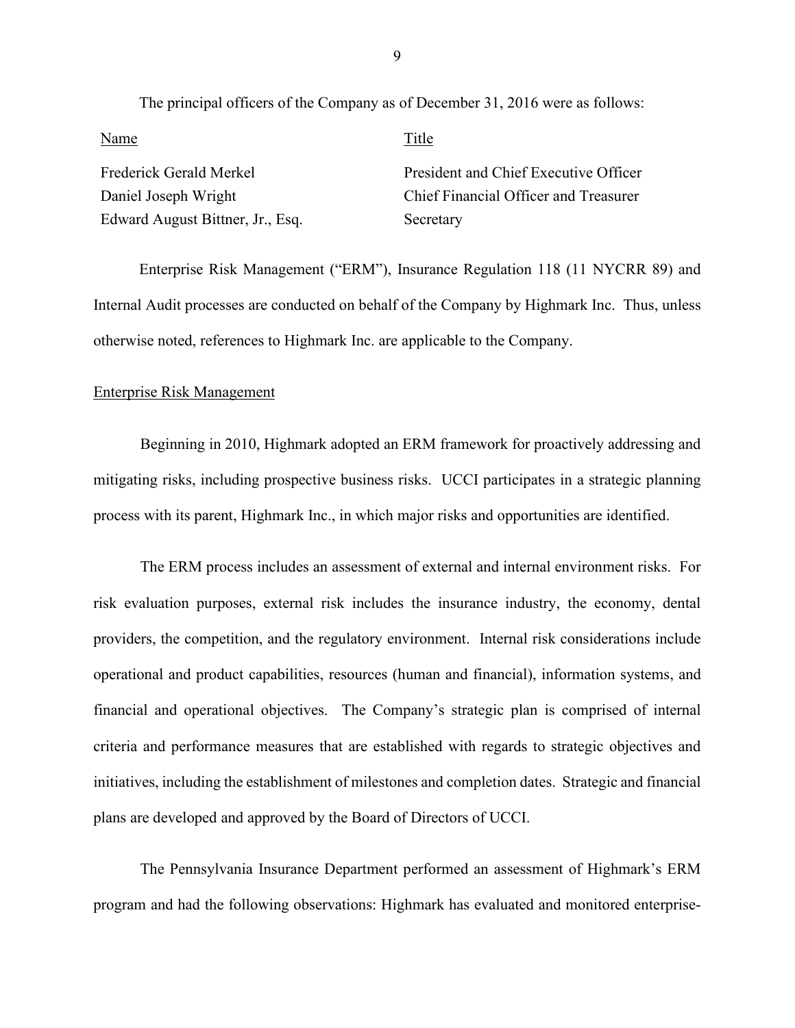The principal officers of the Company as of December 31, 2016 were as follows:

| Name | Title |
| --- | --- |
| Frederick Gerald Merkel | President and Chief Executive Officer |
| Daniel Joseph Wright | Chief Financial Officer and Treasurer |
| Edward August Bittner, Jr., Esq. | Secretary |

Enterprise Risk Management ("ERM"), Insurance Regulation 118 (11 NYCRR 89) and Internal Audit processes are conducted on behalf of the Company by Highmark Inc. Thus, unless otherwise noted, references to Highmark Inc. are applicable to the Company.

Enterprise Risk Management

Beginning in 2010, Highmark adopted an ERM framework for proactively addressing and mitigating risks, including prospective business risks. UCCI participates in a strategic planning process with its parent, Highmark Inc., in which major risks and opportunities are identified.

The ERM process includes an assessment of external and internal environment risks. For risk evaluation purposes, external risk includes the insurance industry, the economy, dental providers, the competition, and the regulatory environment. Internal risk considerations include operational and product capabilities, resources (human and financial), information systems, and financial and operational objectives. The Company's strategic plan is comprised of internal criteria and performance measures that are established with regards to strategic objectives and initiatives, including the establishment of milestones and completion dates. Strategic and financial plans are developed and approved by the Board of Directors of UCCI.

The Pennsylvania Insurance Department performed an assessment of Highmark's ERM program and had the following observations: Highmark has evaluated and monitored enterprise-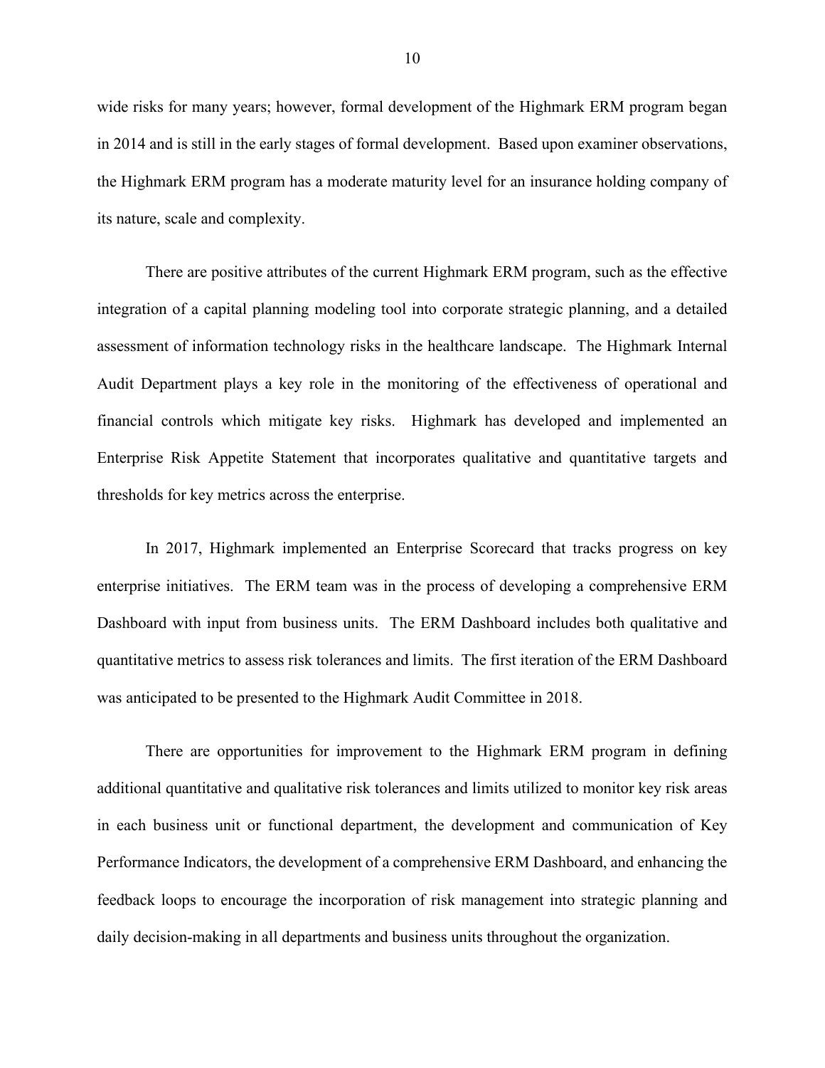wide risks for many years; however, formal development of the Highmark ERM program began in 2014 and is still in the early stages of formal development. Based upon examiner observations, the Highmark ERM program has a moderate maturity level for an insurance holding company of its nature, scale and complexity.

There are positive attributes of the current Highmark ERM program, such as the effective integration of a capital planning modeling tool into corporate strategic planning, and a detailed assessment of information technology risks in the healthcare landscape. The Highmark Internal Audit Department plays a key role in the monitoring of the effectiveness of operational and financial controls which mitigate key risks. Highmark has developed and implemented an Enterprise Risk Appetite Statement that incorporates qualitative and quantitative targets and thresholds for key metrics across the enterprise.

In 2017, Highmark implemented an Enterprise Scorecard that tracks progress on key enterprise initiatives. The ERM team was in the process of developing a comprehensive ERM Dashboard with input from business units. The ERM Dashboard includes both qualitative and quantitative metrics to assess risk tolerances and limits. The first iteration of the ERM Dashboard was anticipated to be presented to the Highmark Audit Committee in 2018.

There are opportunities for improvement to the Highmark ERM program in defining additional quantitative and qualitative risk tolerances and limits utilized to monitor key risk areas in each business unit or functional department, the development and communication of Key Performance Indicators, the development of a comprehensive ERM Dashboard, and enhancing the feedback loops to encourage the incorporation of risk management into strategic planning and daily decision-making in all departments and business units throughout the organization.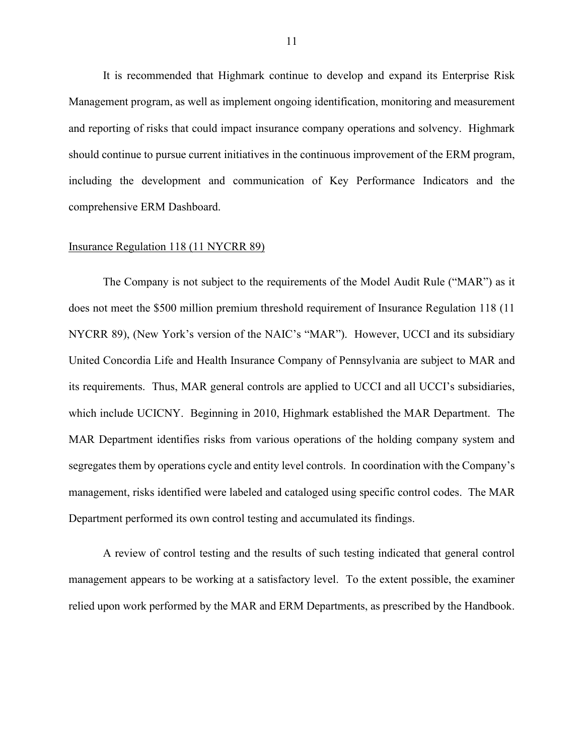It is recommended that Highmark continue to develop and expand its Enterprise Risk Management program, as well as implement ongoing identification, monitoring and measurement and reporting of risks that could impact insurance company operations and solvency. Highmark should continue to pursue current initiatives in the continuous improvement of the ERM program, including the development and communication of Key Performance Indicators and the comprehensive ERM Dashboard.

Insurance Regulation 118 (11 NYCRR 89)

The Company is not subject to the requirements of the Model Audit Rule ("MAR") as it does not meet the $500 million premium threshold requirement of Insurance Regulation 118 (11 NYCRR 89), (New York's version of the NAIC's "MAR"). However, UCCI and its subsidiary United Concordia Life and Health Insurance Company of Pennsylvania are subject to MAR and its requirements. Thus, MAR general controls are applied to UCCI and all UCCI's subsidiaries, which include UCICNY. Beginning in 2010, Highmark established the MAR Department. The MAR Department identifies risks from various operations of the holding company system and segregates them by operations cycle and entity level controls. In coordination with the Company's management, risks identified were labeled and cataloged using specific control codes. The MAR Department performed its own control testing and accumulated its findings.

A review of control testing and the results of such testing indicated that general control management appears to be working at a satisfactory level. To the extent possible, the examiner relied upon work performed by the MAR and ERM Departments, as prescribed by the Handbook.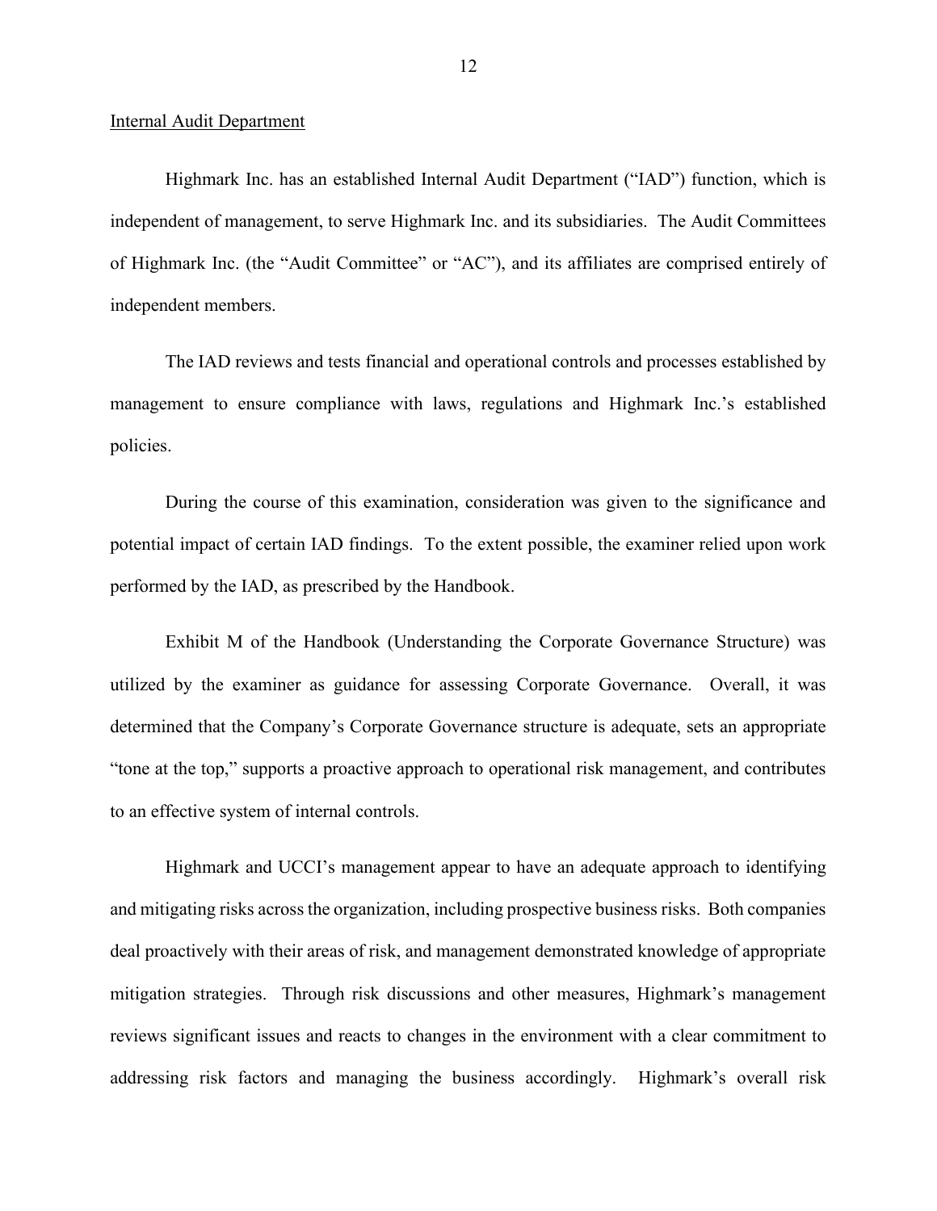Internal Audit Department

Highmark Inc. has an established Internal Audit Department ("IAD") function, which is independent of management, to serve Highmark Inc. and its subsidiaries. The Audit Committees of Highmark Inc. (the "Audit Committee" or "AC"), and its affiliates are comprised entirely of independent members.

The IAD reviews and tests financial and operational controls and processes established by management to ensure compliance with laws, regulations and Highmark Inc.'s established policies.

During the course of this examination, consideration was given to the significance and potential impact of certain IAD findings. To the extent possible, the examiner relied upon work performed by the IAD, as prescribed by the Handbook.

Exhibit M of the Handbook (Understanding the Corporate Governance Structure) was utilized by the examiner as guidance for assessing Corporate Governance. Overall, it was determined that the Company's Corporate Governance structure is adequate, sets an appropriate "tone at the top," supports a proactive approach to operational risk management, and contributes to an effective system of internal controls.

Highmark and UCCI's management appear to have an adequate approach to identifying and mitigating risks across the organization, including prospective business risks. Both companies deal proactively with their areas of risk, and management demonstrated knowledge of appropriate mitigation strategies. Through risk discussions and other measures, Highmark's management reviews significant issues and reacts to changes in the environment with a clear commitment to addressing risk factors and managing the business accordingly. Highmark's overall risk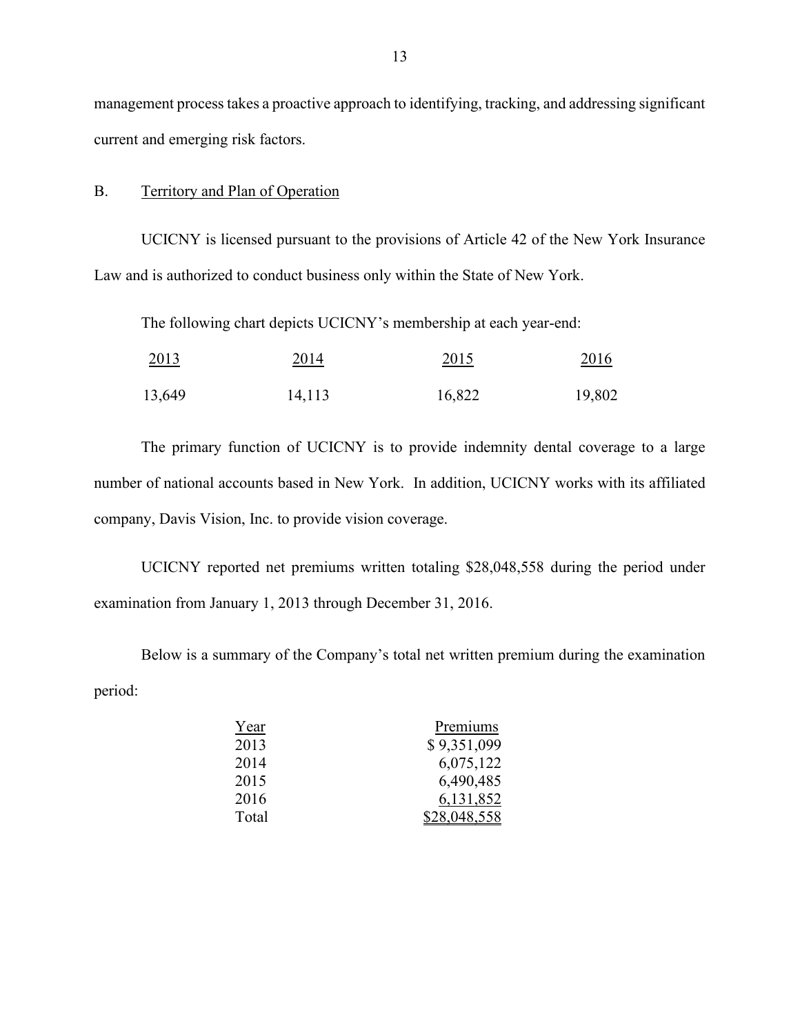management process takes a proactive approach to identifying, tracking, and addressing significant current and emerging risk factors.

## B. Territory and Plan of Operation

UCICNY is licensed pursuant to the provisions of Article 42 of the New York Insurance Law and is authorized to conduct business only within the State of New York.

The following chart depicts UCICNY's membership at each year-end:

| 2013 | 2014 | 2015 | 2016 |
|---|---|---|---|
| 13,649 | 14,113 | 16,822 | 19,802 |

The primary function of UCICNY is to provide indemnity dental coverage to a large number of national accounts based in New York. In addition, UCICNY works with its affiliated company, Davis Vision, Inc. to provide vision coverage.

UCICNY reported net premiums written totaling $28,048,558 during the period under examination from January 1, 2013 through December 31, 2016.

Below is a summary of the Company's total net written premium during the examination period:

| Year | Premiums |
|---|---:|
| 2013 | $ 9,351,099 |
| 2014 | 6,075,122 |
| 2015 | 6,490,485 |
| 2016 | 6,131,852 |
| Total | $28,048,558 |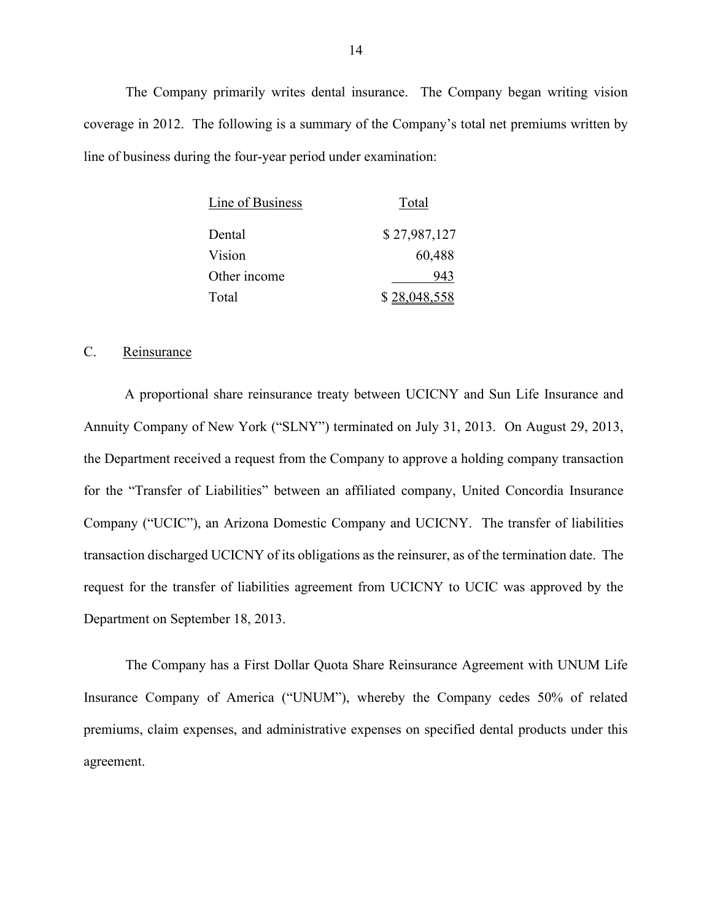The Company primarily writes dental insurance. The Company began writing vision coverage in 2012. The following is a summary of the Company's total net premiums written by line of business during the four-year period under examination:

| Line of Business | Total |
|---|---|
| Dental | $ 27,987,127 |
| Vision | 60,488 |
| Other income | 943 |
| Total | $ 28,048,558 |

## C. Reinsurance

A proportional share reinsurance treaty between UCICNY and Sun Life Insurance and Annuity Company of New York ("SLNY") terminated on July 31, 2013. On August 29, 2013, the Department received a request from the Company to approve a holding company transaction for the "Transfer of Liabilities" between an affiliated company, United Concordia Insurance Company ("UCIC"), an Arizona Domestic Company and UCICNY. The transfer of liabilities transaction discharged UCICNY of its obligations as the reinsurer, as of the termination date. The request for the transfer of liabilities agreement from UCICNY to UCIC was approved by the Department on September 18, 2013.

The Company has a First Dollar Quota Share Reinsurance Agreement with UNUM Life Insurance Company of America ("UNUM"), whereby the Company cedes 50% of related premiums, claim expenses, and administrative expenses on specified dental products under this agreement.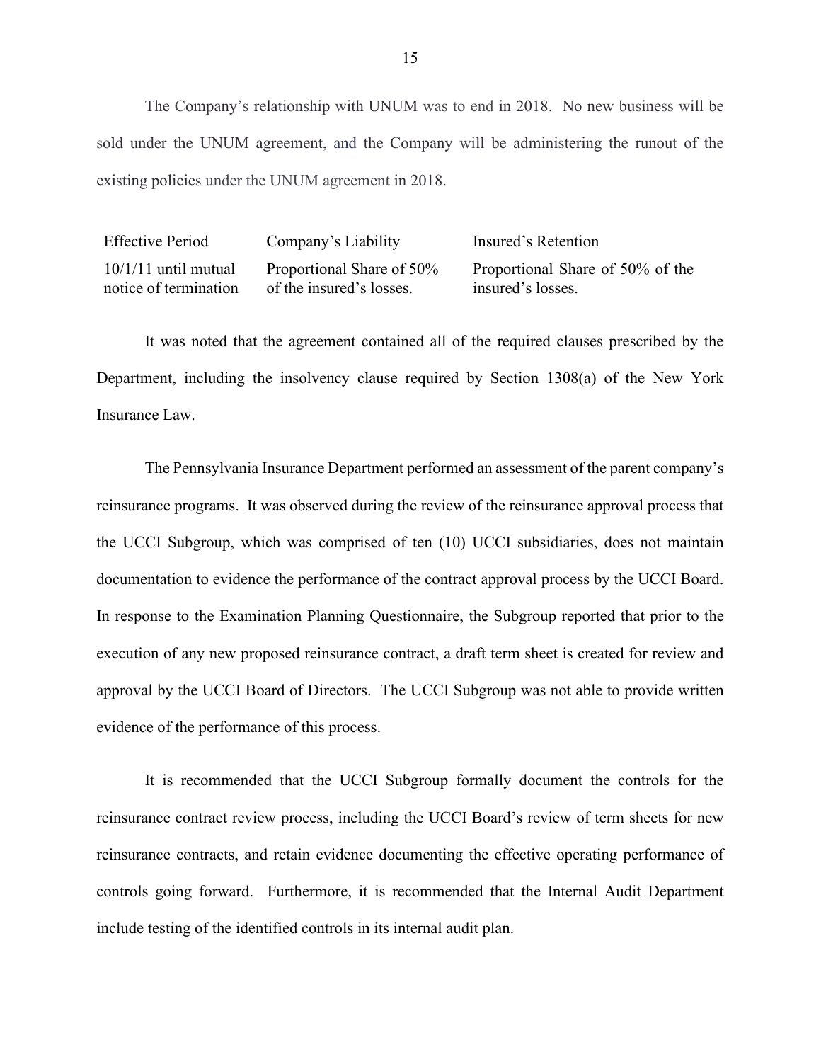The Company's relationship with UNUM was to end in 2018. No new business will be sold under the UNUM agreement, and the Company will be administering the runout of the existing policies under the UNUM agreement in 2018.

| Effective Period | Company's Liability | Insured's Retention |
|---|---|---|
| 10/1/11 until mutual notice of termination | Proportional Share of 50% of the insured's losses. | Proportional Share of 50% of the insured's losses. |

It was noted that the agreement contained all of the required clauses prescribed by the Department, including the insolvency clause required by Section 1308(a) of the New York Insurance Law.

The Pennsylvania Insurance Department performed an assessment of the parent company's reinsurance programs. It was observed during the review of the reinsurance approval process that the UCCI Subgroup, which was comprised of ten (10) UCCI subsidiaries, does not maintain documentation to evidence the performance of the contract approval process by the UCCI Board. In response to the Examination Planning Questionnaire, the Subgroup reported that prior to the execution of any new proposed reinsurance contract, a draft term sheet is created for review and approval by the UCCI Board of Directors. The UCCI Subgroup was not able to provide written evidence of the performance of this process.

It is recommended that the UCCI Subgroup formally document the controls for the reinsurance contract review process, including the UCCI Board's review of term sheets for new reinsurance contracts, and retain evidence documenting the effective operating performance of controls going forward. Furthermore, it is recommended that the Internal Audit Department include testing of the identified controls in its internal audit plan.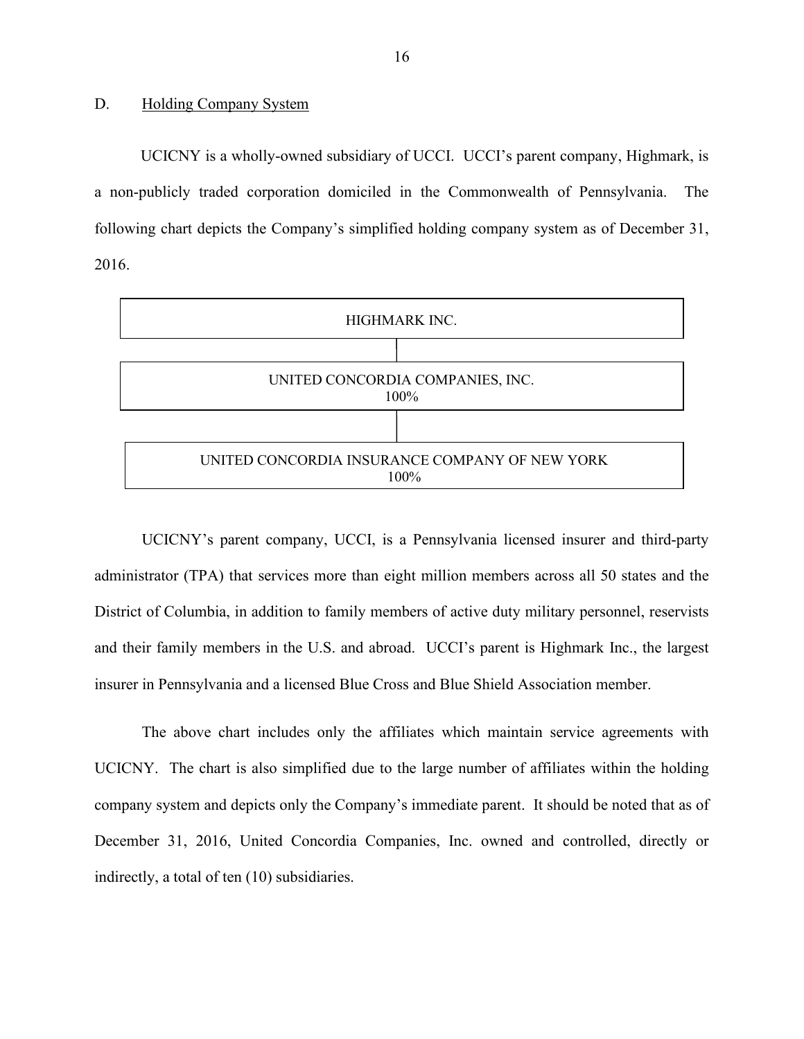## D. Holding Company System

UCICNY is a wholly-owned subsidiary of UCCI. UCCI's parent company, Highmark, is a non-publicly traded corporation domiciled in the Commonwealth of Pennsylvania. The following chart depicts the Company's simplified holding company system as of December 31, 2016.

| HIGHMARK INC. |
|---|
| UNITED CONCORDIA COMPANIES, INC. 100% |
| UNITED CONCORDIA INSURANCE COMPANY OF NEW YORK 100% |

UCICNY's parent company, UCCI, is a Pennsylvania licensed insurer and third-party administrator (TPA) that services more than eight million members across all 50 states and the District of Columbia, in addition to family members of active duty military personnel, reservists and their family members in the U.S. and abroad. UCCI's parent is Highmark Inc., the largest insurer in Pennsylvania and a licensed Blue Cross and Blue Shield Association member.

The above chart includes only the affiliates which maintain service agreements with UCICNY. The chart is also simplified due to the large number of affiliates within the holding company system and depicts only the Company's immediate parent. It should be noted that as of December 31, 2016, United Concordia Companies, Inc. owned and controlled, directly or indirectly, a total of ten (10) subsidiaries.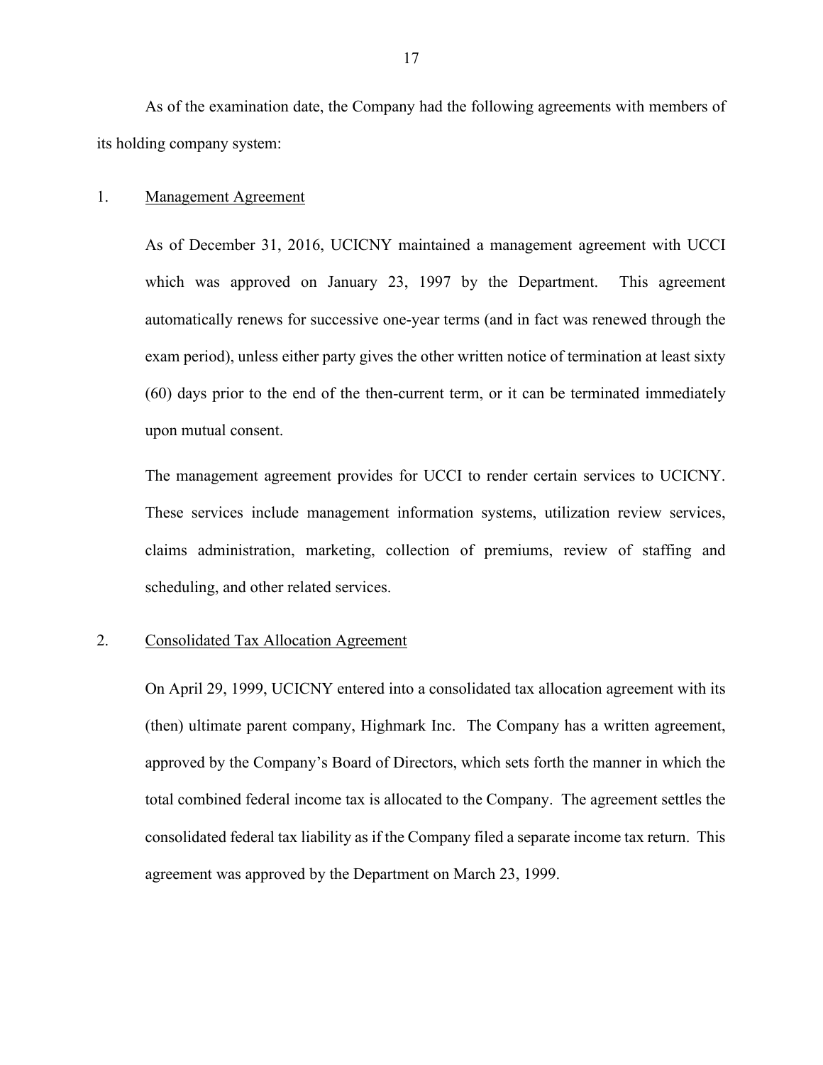As of the examination date, the Company had the following agreements with members of its holding company system:

1. <u>Management Agreement</u>

   As of December 31, 2016, UCICNY maintained a management agreement with UCCI which was approved on January 23, 1997 by the Department. This agreement automatically renews for successive one-year terms (and in fact was renewed through the exam period), unless either party gives the other written notice of termination at least sixty (60) days prior to the end of the then-current term, or it can be terminated immediately upon mutual consent.

   The management agreement provides for UCCI to render certain services to UCICNY. These services include management information systems, utilization review services, claims administration, marketing, collection of premiums, review of staffing and scheduling, and other related services.

2. <u>Consolidated Tax Allocation Agreement</u>

   On April 29, 1999, UCICNY entered into a consolidated tax allocation agreement with its (then) ultimate parent company, Highmark Inc. The Company has a written agreement, approved by the Company's Board of Directors, which sets forth the manner in which the total combined federal income tax is allocated to the Company. The agreement settles the consolidated federal tax liability as if the Company filed a separate income tax return. This agreement was approved by the Department on March 23, 1999.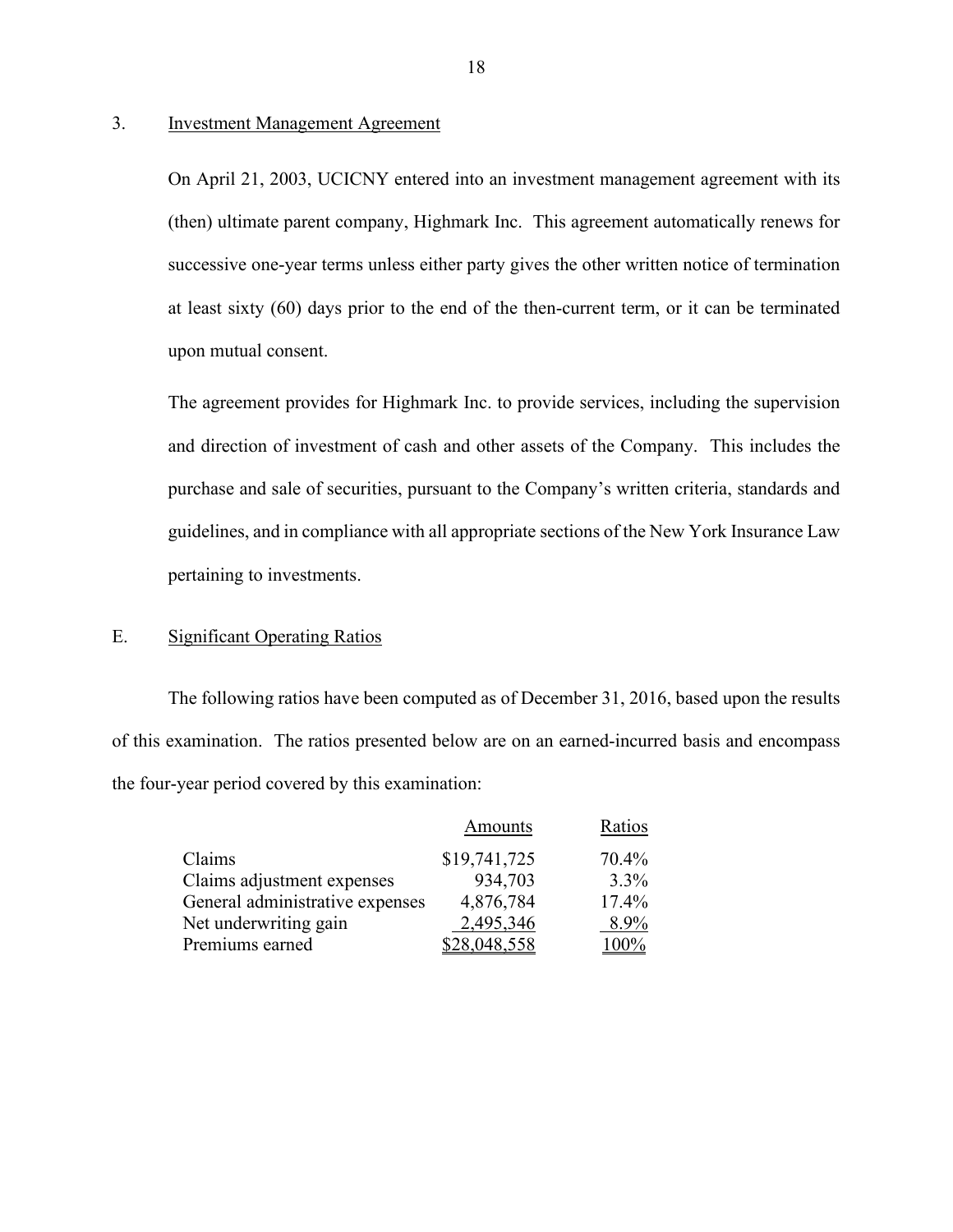3. Investment Management Agreement

On April 21, 2003, UCICNY entered into an investment management agreement with its (then) ultimate parent company, Highmark Inc. This agreement automatically renews for successive one-year terms unless either party gives the other written notice of termination at least sixty (60) days prior to the end of the then-current term, or it can be terminated upon mutual consent.

The agreement provides for Highmark Inc. to provide services, including the supervision and direction of investment of cash and other assets of the Company. This includes the purchase and sale of securities, pursuant to the Company's written criteria, standards and guidelines, and in compliance with all appropriate sections of the New York Insurance Law pertaining to investments.

## E. Significant Operating Ratios

The following ratios have been computed as of December 31, 2016, based upon the results of this examination. The ratios presented below are on an earned-incurred basis and encompass the four-year period covered by this examination:

| | Amounts | Ratios |
|---|---:|---:|
| Claims | $19,741,725 | 70.4% |
| Claims adjustment expenses | 934,703 | 3.3% |
| General administrative expenses | 4,876,784 | 17.4% |
| Net underwriting gain | 2,495,346 | 8.9% |
| Premiums earned | $28,048,558 | 100% |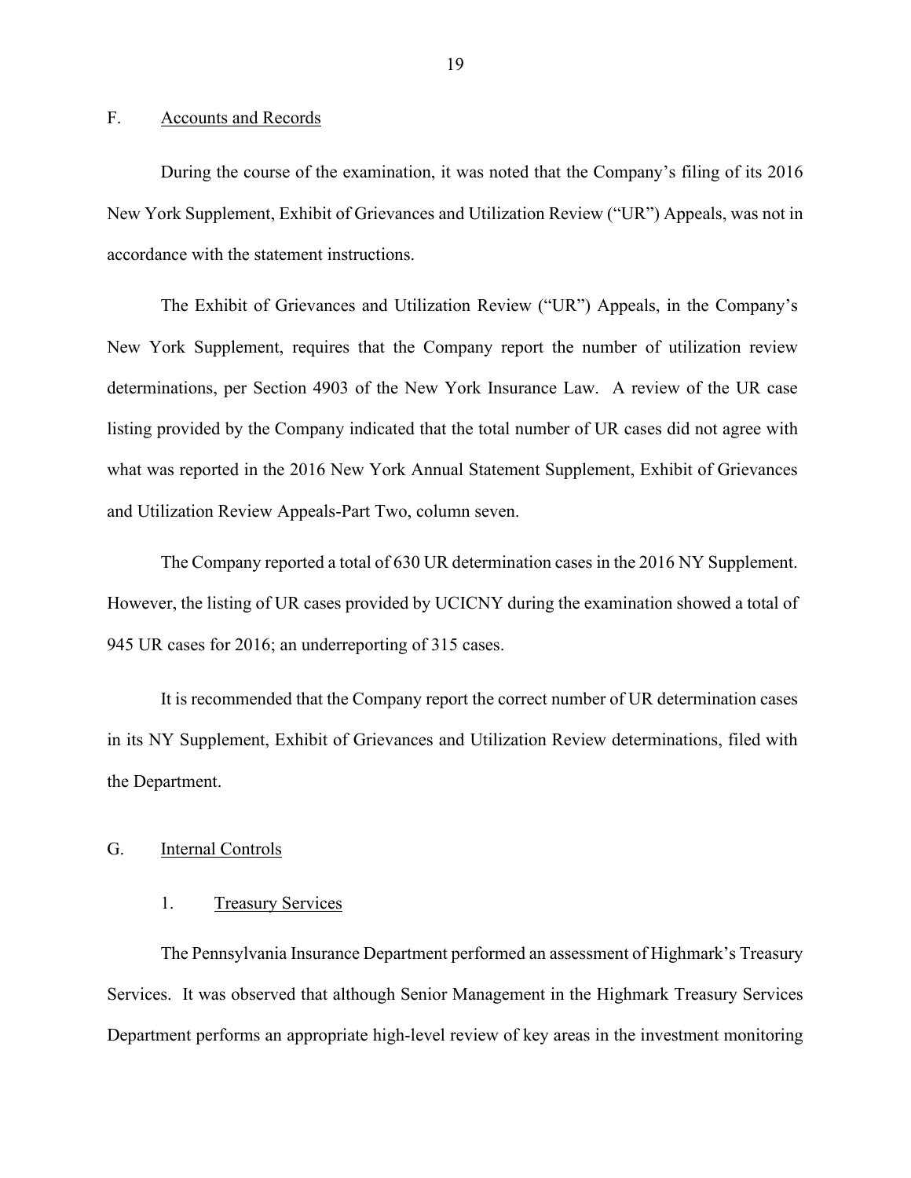## F. Accounts and Records

During the course of the examination, it was noted that the Company's filing of its 2016 New York Supplement, Exhibit of Grievances and Utilization Review ("UR") Appeals, was not in accordance with the statement instructions.

The Exhibit of Grievances and Utilization Review ("UR") Appeals, in the Company's New York Supplement, requires that the Company report the number of utilization review determinations, per Section 4903 of the New York Insurance Law. A review of the UR case listing provided by the Company indicated that the total number of UR cases did not agree with what was reported in the 2016 New York Annual Statement Supplement, Exhibit of Grievances and Utilization Review Appeals-Part Two, column seven.

The Company reported a total of 630 UR determination cases in the 2016 NY Supplement. However, the listing of UR cases provided by UCICNY during the examination showed a total of 945 UR cases for 2016; an underreporting of 315 cases.

It is recommended that the Company report the correct number of UR determination cases in its NY Supplement, Exhibit of Grievances and Utilization Review determinations, filed with the Department.

## G. Internal Controls

### 1. Treasury Services

The Pennsylvania Insurance Department performed an assessment of Highmark's Treasury Services. It was observed that although Senior Management in the Highmark Treasury Services Department performs an appropriate high-level review of key areas in the investment monitoring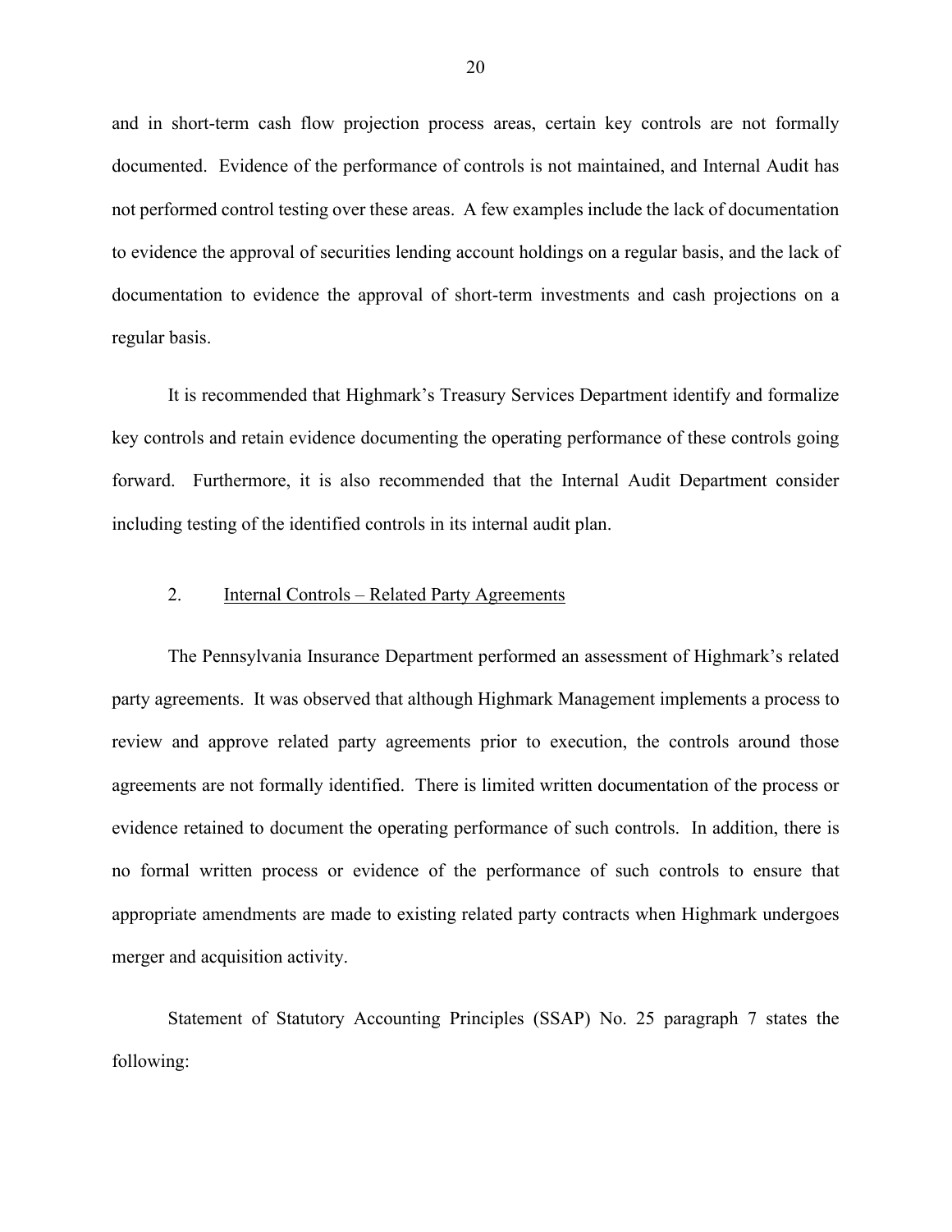and in short-term cash flow projection process areas, certain key controls are not formally documented. Evidence of the performance of controls is not maintained, and Internal Audit has not performed control testing over these areas. A few examples include the lack of documentation to evidence the approval of securities lending account holdings on a regular basis, and the lack of documentation to evidence the approval of short-term investments and cash projections on a regular basis.

It is recommended that Highmark's Treasury Services Department identify and formalize key controls and retain evidence documenting the operating performance of these controls going forward. Furthermore, it is also recommended that the Internal Audit Department consider including testing of the identified controls in its internal audit plan.

2. Internal Controls – Related Party Agreements

The Pennsylvania Insurance Department performed an assessment of Highmark's related party agreements. It was observed that although Highmark Management implements a process to review and approve related party agreements prior to execution, the controls around those agreements are not formally identified. There is limited written documentation of the process or evidence retained to document the operating performance of such controls. In addition, there is no formal written process or evidence of the performance of such controls to ensure that appropriate amendments are made to existing related party contracts when Highmark undergoes merger and acquisition activity.

Statement of Statutory Accounting Principles (SSAP) No. 25 paragraph 7 states the following: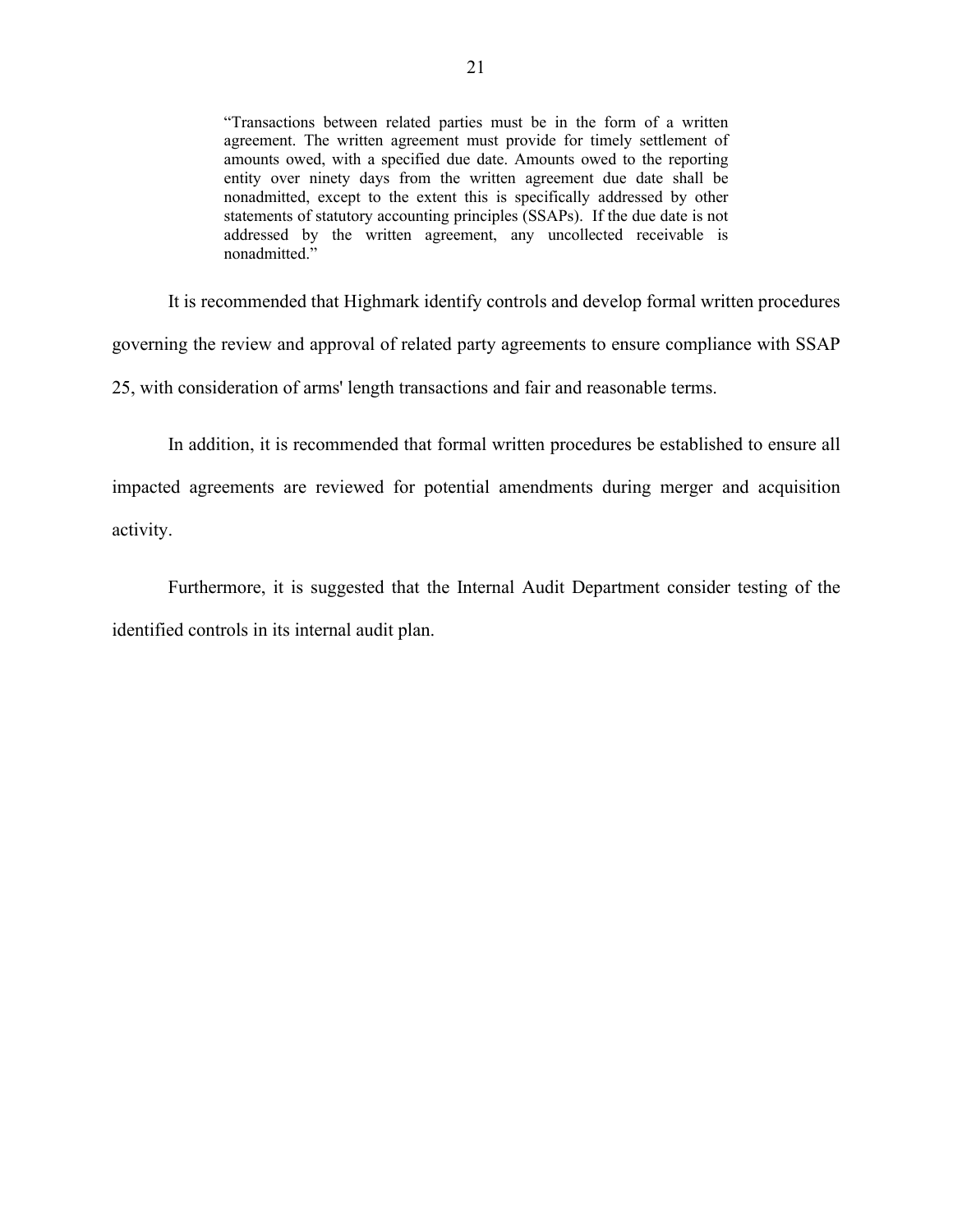> "Transactions between related parties must be in the form of a written agreement. The written agreement must provide for timely settlement of amounts owed, with a specified due date. Amounts owed to the reporting entity over ninety days from the written agreement due date shall be nonadmitted, except to the extent this is specifically addressed by other statements of statutory accounting principles (SSAPs). If the due date is not addressed by the written agreement, any uncollected receivable is nonadmitted."

It is recommended that Highmark identify controls and develop formal written procedures governing the review and approval of related party agreements to ensure compliance with SSAP 25, with consideration of arms' length transactions and fair and reasonable terms.

In addition, it is recommended that formal written procedures be established to ensure all impacted agreements are reviewed for potential amendments during merger and acquisition activity.

Furthermore, it is suggested that the Internal Audit Department consider testing of the identified controls in its internal audit plan.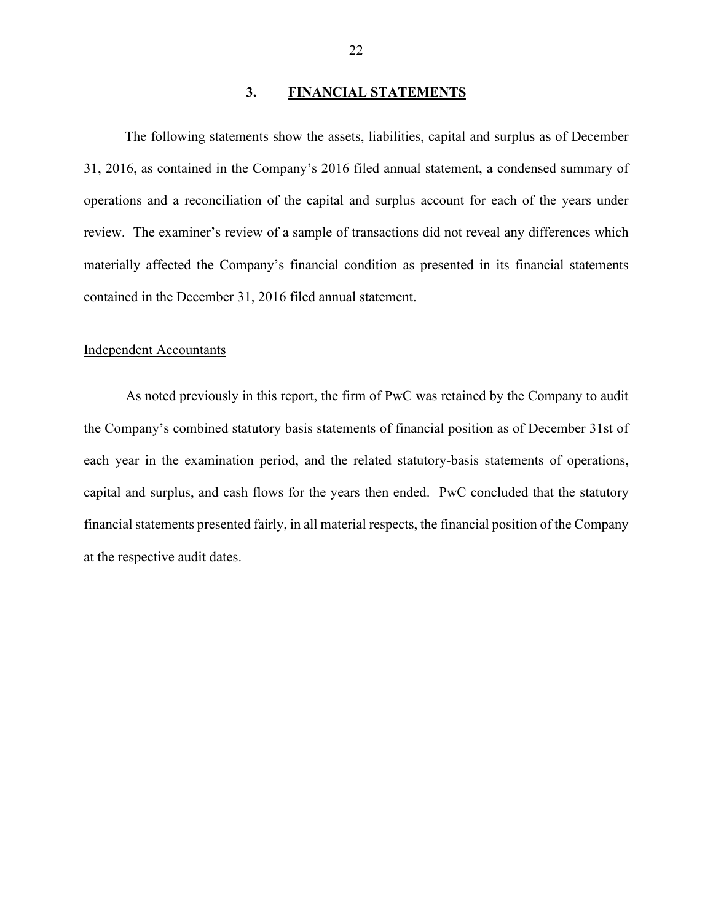## 3. FINANCIAL STATEMENTS

The following statements show the assets, liabilities, capital and surplus as of December 31, 2016, as contained in the Company's 2016 filed annual statement, a condensed summary of operations and a reconciliation of the capital and surplus account for each of the years under review. The examiner's review of a sample of transactions did not reveal any differences which materially affected the Company's financial condition as presented in its financial statements contained in the December 31, 2016 filed annual statement.

### Independent Accountants

As noted previously in this report, the firm of PwC was retained by the Company to audit the Company's combined statutory basis statements of financial position as of December 31st of each year in the examination period, and the related statutory-basis statements of operations, capital and surplus, and cash flows for the years then ended. PwC concluded that the statutory financial statements presented fairly, in all material respects, the financial position of the Company at the respective audit dates.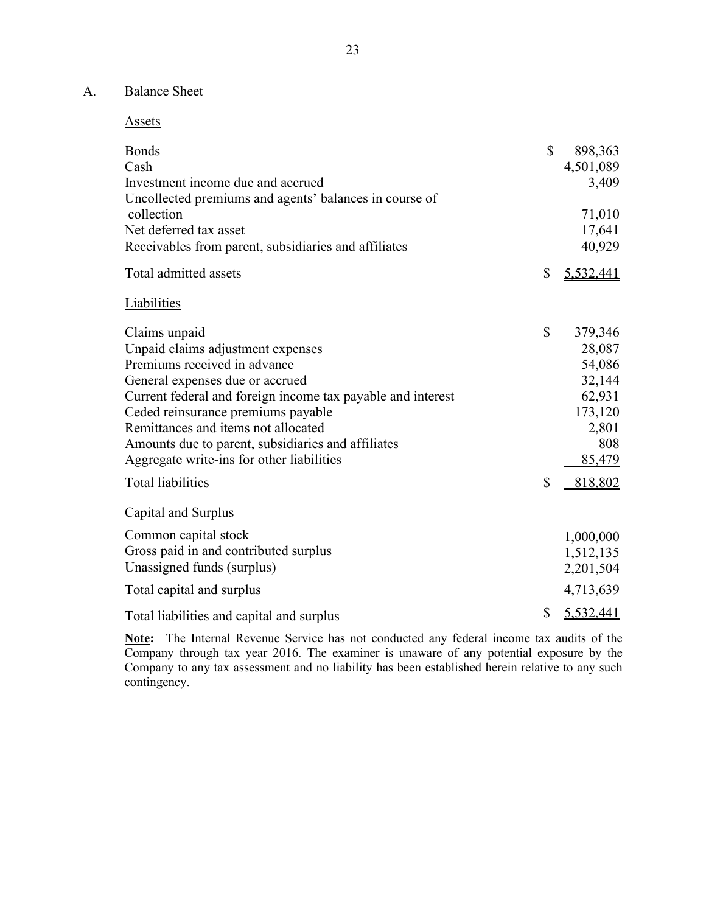## A. Balance Sheet

### Assets

| | | |
|---|---|---|
| Bonds | $ | 898,363 |
| Cash | | 4,501,089 |
| Investment income due and accrued | | 3,409 |
| Uncollected premiums and agents' balances in course of collection | | 71,010 |
| Net deferred tax asset | | 17,641 |
| Receivables from parent, subsidiaries and affiliates | | 40,929 |
| Total admitted assets | $ | 5,532,441 |

### Liabilities

| | | |
|---|---|---|
| Claims unpaid | $ | 379,346 |
| Unpaid claims adjustment expenses | | 28,087 |
| Premiums received in advance | | 54,086 |
| General expenses due or accrued | | 32,144 |
| Current federal and foreign income tax payable and interest | | 62,931 |
| Ceded reinsurance premiums payable | | 173,120 |
| Remittances and items not allocated | | 2,801 |
| Amounts due to parent, subsidiaries and affiliates | | 808 |
| Aggregate write-ins for other liabilities | | 85,479 |
| Total liabilities | $ | 818,802 |

### Capital and Surplus

| | | |
|---|---|---|
| Common capital stock | | 1,000,000 |
| Gross paid in and contributed surplus | | 1,512,135 |
| Unassigned funds (surplus) | | 2,201,504 |
| Total capital and surplus | | 4,713,639 |
| Total liabilities and capital and surplus | $ | 5,532,441 |

**Note:** The Internal Revenue Service has not conducted any federal income tax audits of the Company through tax year 2016. The examiner is unaware of any potential exposure by the Company to any tax assessment and no liability has been established herein relative to any such contingency.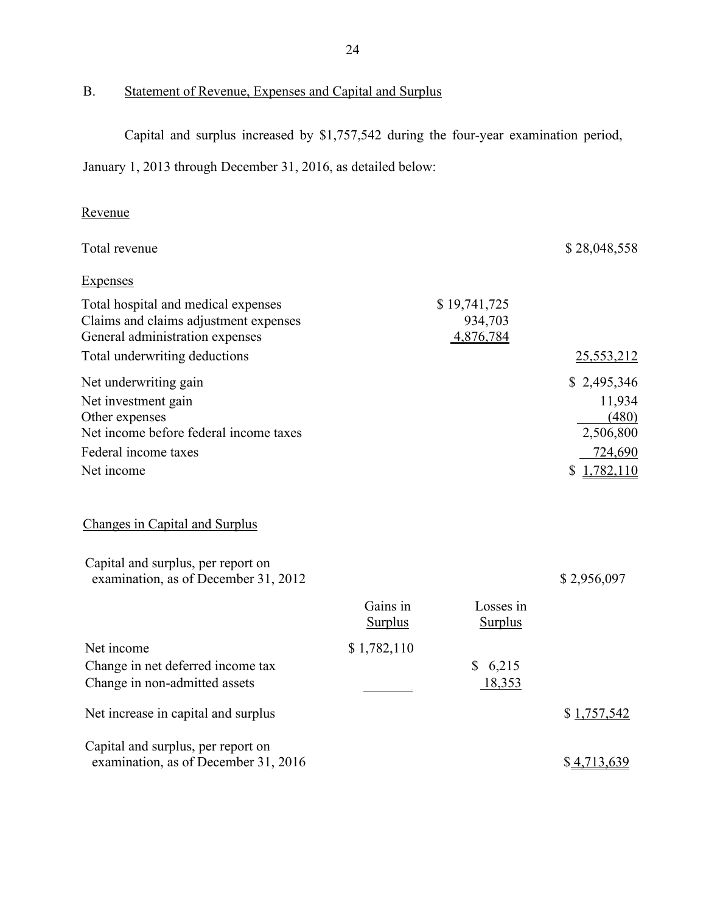## B. Statement of Revenue, Expenses and Capital and Surplus

Capital and surplus increased by $1,757,542 during the four-year examination period, January 1, 2013 through December 31, 2016, as detailed below:

| | | |
|---|---|---|
| **Revenue** | | |
| Total revenue | | $ 28,048,558 |
| **Expenses** | | |
| Total hospital and medical expenses | $ 19,741,725 | |
| Claims and claims adjustment expenses | 934,703 | |
| General administration expenses | 4,876,784 | |
| Total underwriting deductions | | 25,553,212 |
| Net underwriting gain | | $ 2,495,346 |
| Net investment gain | | 11,934 |
| Other expenses | | (480) |
| Net income before federal income taxes | | 2,506,800 |
| Federal income taxes | | 724,690 |
| Net income | | $ 1,782,110 |

### Changes in Capital and Surplus

| | Gains in Surplus | Losses in Surplus | |
|---|---|---|---|
| Capital and surplus, per report on examination, as of December 31, 2012 | | | $ 2,956,097 |
| Net income | $ 1,782,110 | | |
| Change in net deferred income tax | | $ 6,215 | |
| Change in non-admitted assets | | 18,353 | |
| Net increase in capital and surplus | | | $ 1,757,542 |
| Capital and surplus, per report on examination, as of December 31, 2016 | | | $ 4,713,639 |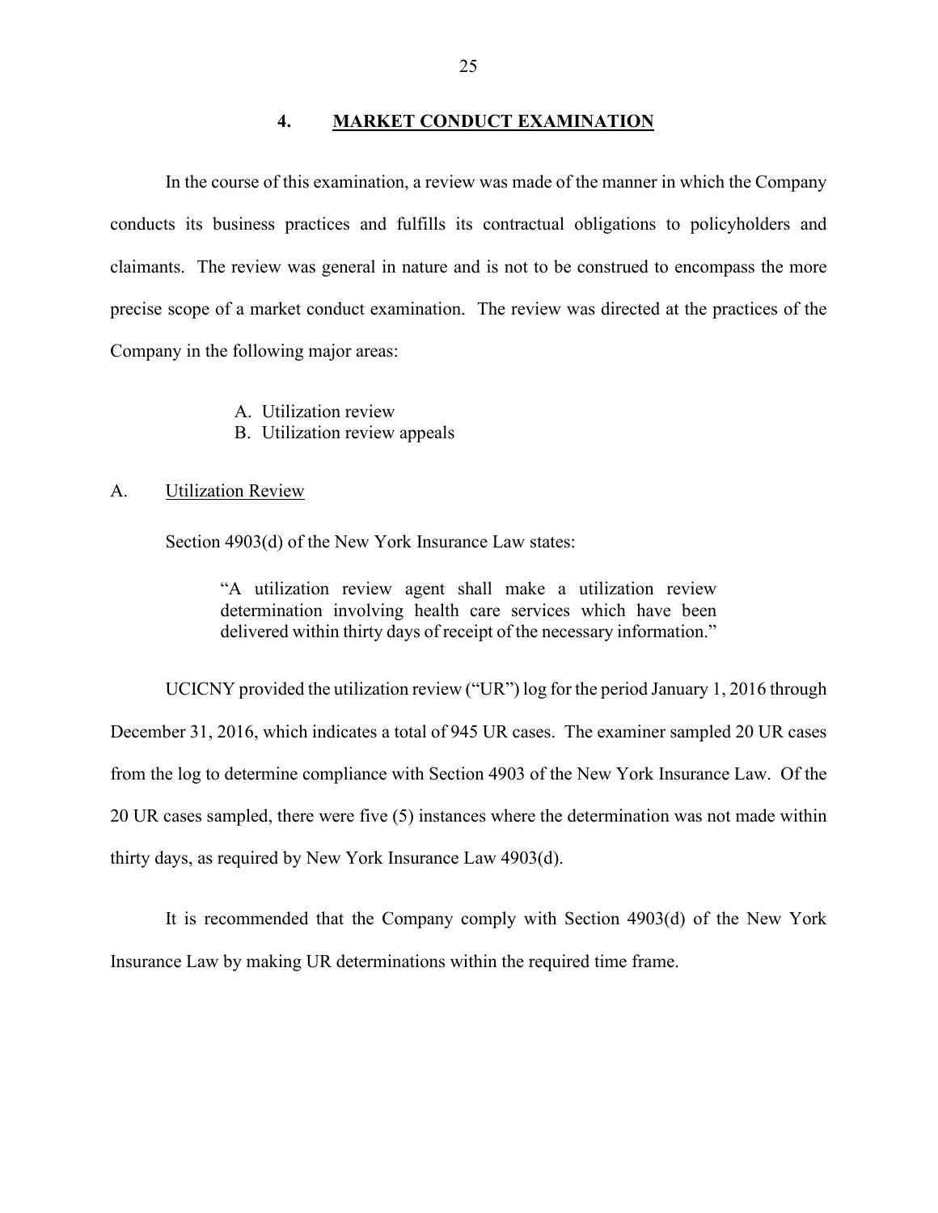## 4. MARKET CONDUCT EXAMINATION

In the course of this examination, a review was made of the manner in which the Company conducts its business practices and fulfills its contractual obligations to policyholders and claimants. The review was general in nature and is not to be construed to encompass the more precise scope of a market conduct examination. The review was directed at the practices of the Company in the following major areas:

A. Utilization review
B. Utilization review appeals

### A. Utilization Review

Section 4903(d) of the New York Insurance Law states:

> "A utilization review agent shall make a utilization review determination involving health care services which have been delivered within thirty days of receipt of the necessary information."

UCICNY provided the utilization review ("UR") log for the period January 1, 2016 through December 31, 2016, which indicates a total of 945 UR cases. The examiner sampled 20 UR cases from the log to determine compliance with Section 4903 of the New York Insurance Law. Of the 20 UR cases sampled, there were five (5) instances where the determination was not made within thirty days, as required by New York Insurance Law 4903(d).

It is recommended that the Company comply with Section 4903(d) of the New York Insurance Law by making UR determinations within the required time frame.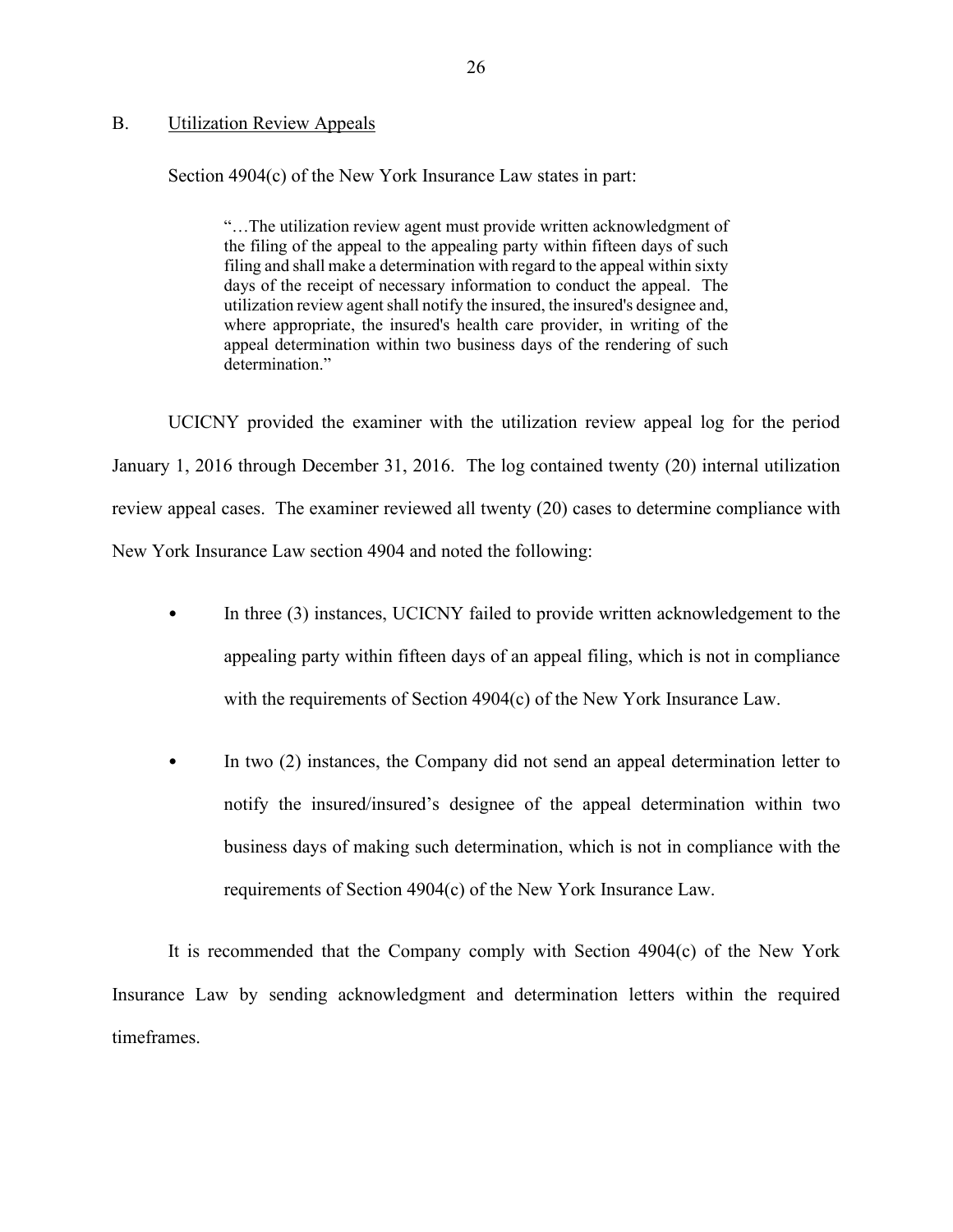## B. Utilization Review Appeals

Section 4904(c) of the New York Insurance Law states in part:

> "…The utilization review agent must provide written acknowledgment of the filing of the appeal to the appealing party within fifteen days of such filing and shall make a determination with regard to the appeal within sixty days of the receipt of necessary information to conduct the appeal. The utilization review agent shall notify the insured, the insured's designee and, where appropriate, the insured's health care provider, in writing of the appeal determination within two business days of the rendering of such determination."

UCICNY provided the examiner with the utilization review appeal log for the period January 1, 2016 through December 31, 2016. The log contained twenty (20) internal utilization review appeal cases. The examiner reviewed all twenty (20) cases to determine compliance with New York Insurance Law section 4904 and noted the following:

- In three (3) instances, UCICNY failed to provide written acknowledgement to the appealing party within fifteen days of an appeal filing, which is not in compliance with the requirements of Section 4904(c) of the New York Insurance Law.
- In two (2) instances, the Company did not send an appeal determination letter to notify the insured/insured's designee of the appeal determination within two business days of making such determination, which is not in compliance with the requirements of Section 4904(c) of the New York Insurance Law.

It is recommended that the Company comply with Section 4904(c) of the New York Insurance Law by sending acknowledgment and determination letters within the required timeframes.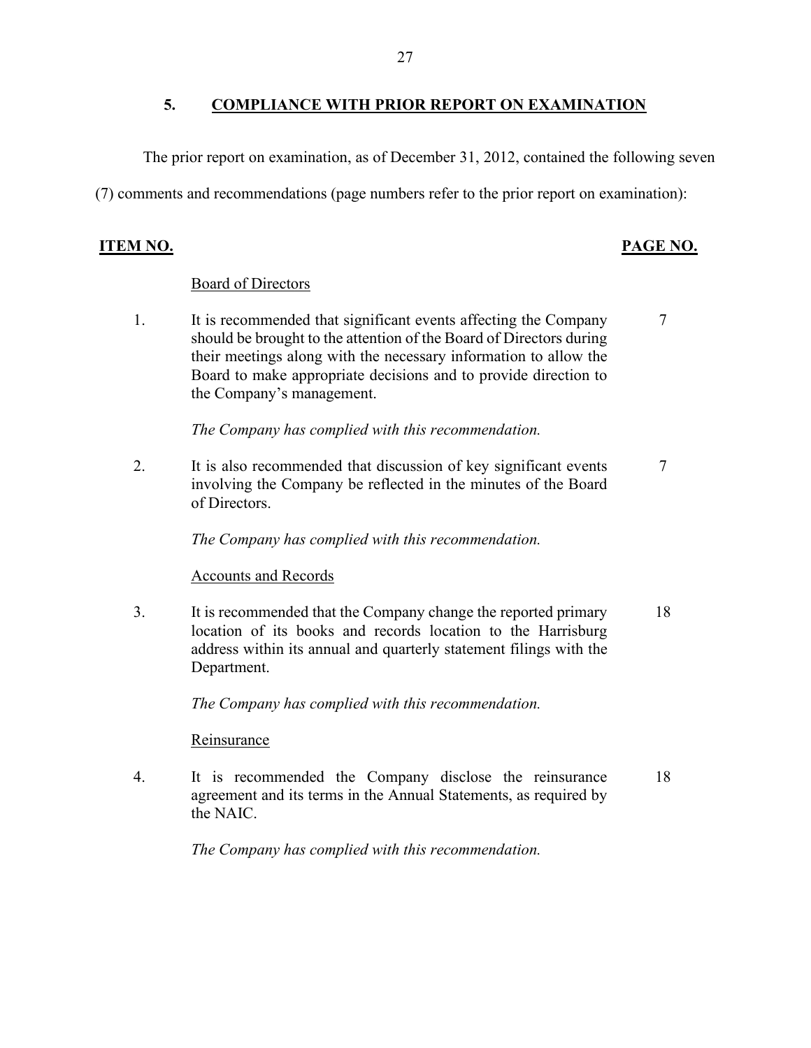## 5. COMPLIANCE WITH PRIOR REPORT ON EXAMINATION

The prior report on examination, as of December 31, 2012, contained the following seven (7) comments and recommendations (page numbers refer to the prior report on examination):

| ITEM NO. | | PAGE NO. |
|---|---|---|
| | Board of Directors | |
| 1. | It is recommended that significant events affecting the Company should be brought to the attention of the Board of Directors during their meetings along with the necessary information to allow the Board to make appropriate decisions and to provide direction to the Company's management. | 7 |
| | *The Company has complied with this recommendation.* | |
| 2. | It is also recommended that discussion of key significant events involving the Company be reflected in the minutes of the Board of Directors. | 7 |
| | *The Company has complied with this recommendation.* | |
| | Accounts and Records | |
| 3. | It is recommended that the Company change the reported primary location of its books and records location to the Harrisburg address within its annual and quarterly statement filings with the Department. | 18 |
| | *The Company has complied with this recommendation.* | |
| | Reinsurance | |
| 4. | It is recommended the Company disclose the reinsurance agreement and its terms in the Annual Statements, as required by the NAIC. | 18 |
| | *The Company has complied with this recommendation.* | |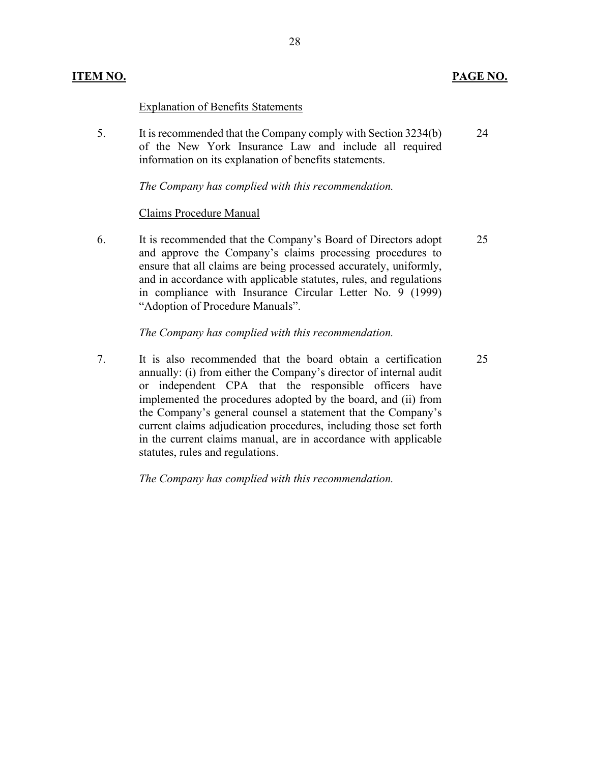| ITEM NO. | | PAGE NO. |
|---|---|---|
| | Explanation of Benefits Statements | |
| 5. | It is recommended that the Company comply with Section 3234(b) of the New York Insurance Law and include all required information on its explanation of benefits statements. | 24 |
| | *The Company has complied with this recommendation.* | |
| | Claims Procedure Manual | |
| 6. | It is recommended that the Company's Board of Directors adopt and approve the Company's claims processing procedures to ensure that all claims are being processed accurately, uniformly, and in accordance with applicable statutes, rules, and regulations in compliance with Insurance Circular Letter No. 9 (1999) "Adoption of Procedure Manuals". | 25 |
| | *The Company has complied with this recommendation.* | |
| 7. | It is also recommended that the board obtain a certification annually: (i) from either the Company's director of internal audit or independent CPA that the responsible officers have implemented the procedures adopted by the board, and (ii) from the Company's general counsel a statement that the Company's current claims adjudication procedures, including those set forth in the current claims manual, are in accordance with applicable statutes, rules and regulations. | 25 |
| | *The Company has complied with this recommendation.* | |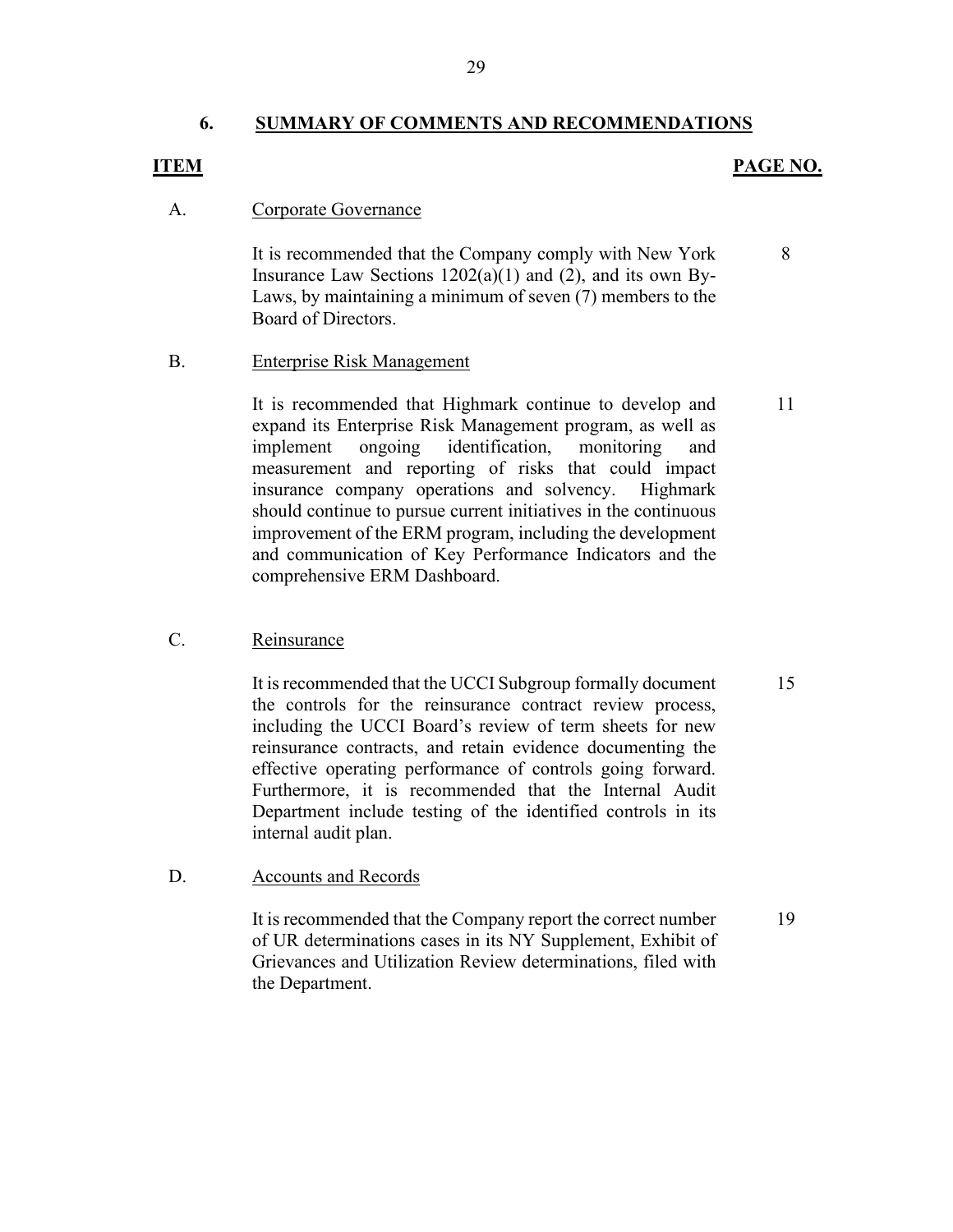## 6. SUMMARY OF COMMENTS AND RECOMMENDATIONS

| ITEM | | PAGE NO. |
|---|---|---|
| A. | Corporate Governance | |
| | It is recommended that the Company comply with New York Insurance Law Sections 1202(a)(1) and (2), and its own By-Laws, by maintaining a minimum of seven (7) members to the Board of Directors. | 8 |
| B. | Enterprise Risk Management | |
| | It is recommended that Highmark continue to develop and expand its Enterprise Risk Management program, as well as implement ongoing identification, monitoring and measurement and reporting of risks that could impact insurance company operations and solvency. Highmark should continue to pursue current initiatives in the continuous improvement of the ERM program, including the development and communication of Key Performance Indicators and the comprehensive ERM Dashboard. | 11 |
| C. | Reinsurance | |
| | It is recommended that the UCCI Subgroup formally document the controls for the reinsurance contract review process, including the UCCI Board's review of term sheets for new reinsurance contracts, and retain evidence documenting the effective operating performance of controls going forward. Furthermore, it is recommended that the Internal Audit Department include testing of the identified controls in its internal audit plan. | 15 |
| D. | Accounts and Records | |
| | It is recommended that the Company report the correct number of UR determinations cases in its NY Supplement, Exhibit of Grievances and Utilization Review determinations, filed with the Department. | 19 |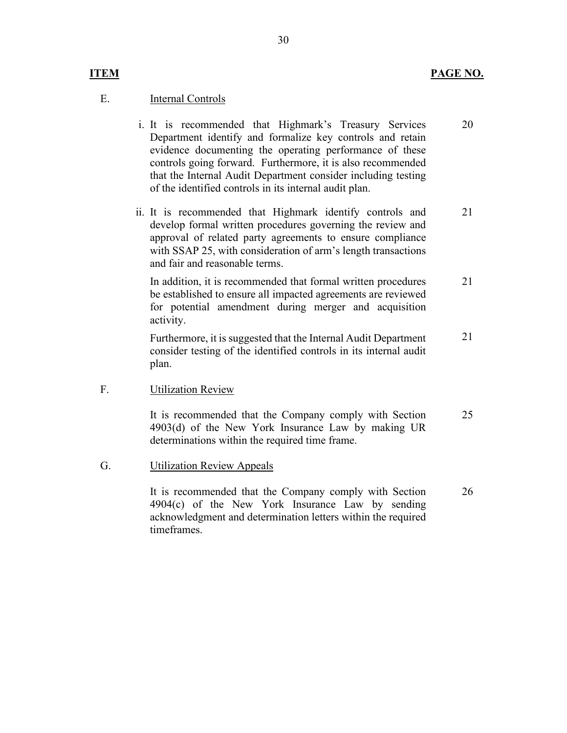| ITEM | | PAGE NO. |
|---|---|---|
| E. | Internal Controls | |
| | i. It is recommended that Highmark's Treasury Services Department identify and formalize key controls and retain evidence documenting the operating performance of these controls going forward. Furthermore, it is also recommended that the Internal Audit Department consider including testing of the identified controls in its internal audit plan. | 20 |
| | ii. It is recommended that Highmark identify controls and develop formal written procedures governing the review and approval of related party agreements to ensure compliance with SSAP 25, with consideration of arm's length transactions and fair and reasonable terms. | 21 |
| | In addition, it is recommended that formal written procedures be established to ensure all impacted agreements are reviewed for potential amendment during merger and acquisition activity. | 21 |
| | Furthermore, it is suggested that the Internal Audit Department consider testing of the identified controls in its internal audit plan. | 21 |
| F. | Utilization Review | |
| | It is recommended that the Company comply with Section 4903(d) of the New York Insurance Law by making UR determinations within the required time frame. | 25 |
| G. | Utilization Review Appeals | |
| | It is recommended that the Company comply with Section 4904(c) of the New York Insurance Law by sending acknowledgment and determination letters within the required timeframes. | 26 |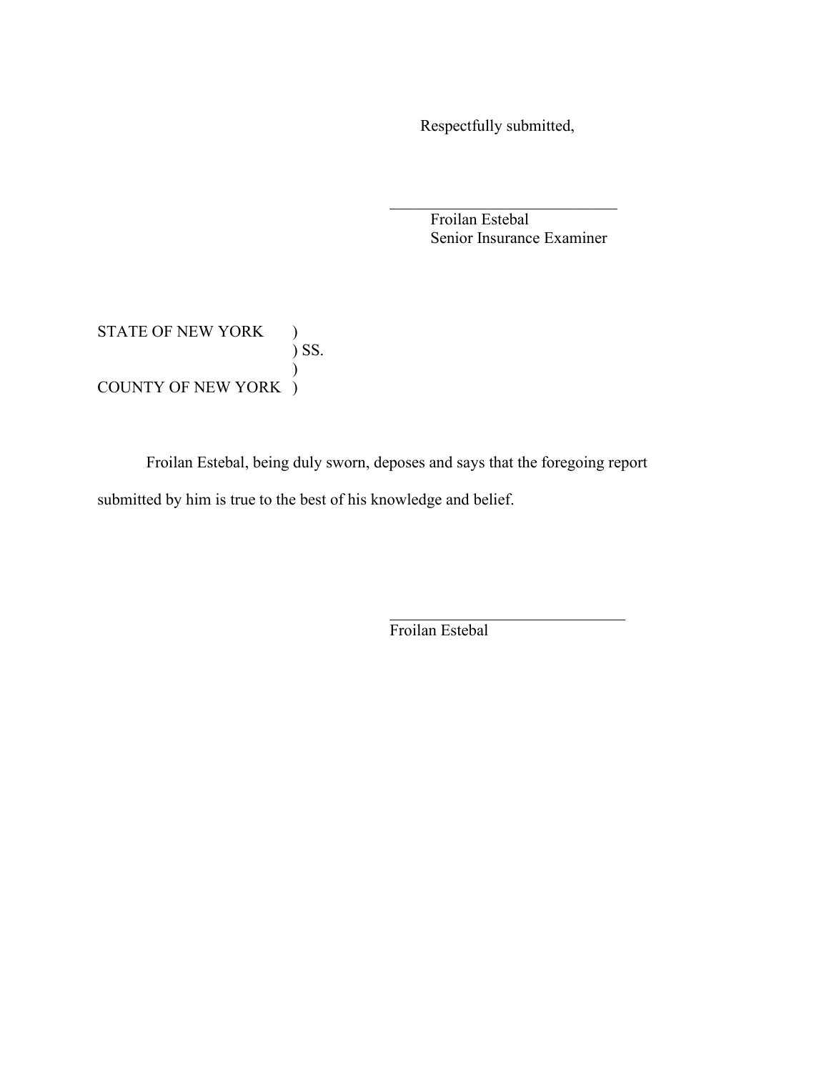Respectfully submitted,

\_\_\_\_\_\_\_\_\_\_\_\_\_\_\_\_\_\_\_\_\_\_\_\_\_\_\_\_\_\_

Froilan Estebal
Senior Insurance Examiner

STATE OF NEW YORK )
) SS.
)
COUNTY OF NEW YORK )

Froilan Estebal, being duly sworn, deposes and says that the foregoing report submitted by him is true to the best of his knowledge and belief.

\_\_\_\_\_\_\_\_\_\_\_\_\_\_\_\_\_\_\_\_\_\_\_\_\_\_\_\_\_\_

Froilan Estebal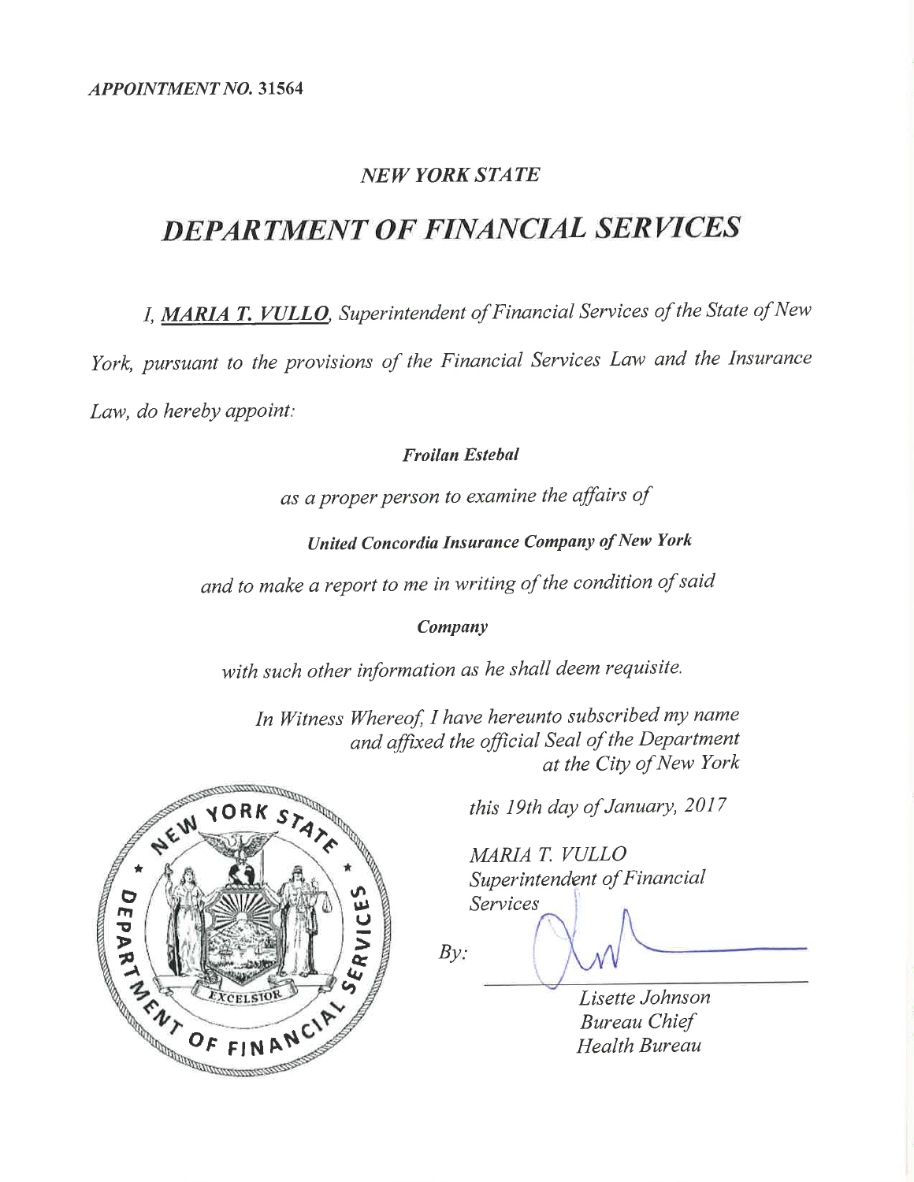*APPOINTMENT NO.* **31564**

## *NEW YORK STATE*

# *DEPARTMENT OF FINANCIAL SERVICES*

*I,* ***MARIA T. VULLO****, Superintendent of Financial Services of the State of New York, pursuant to the provisions of the Financial Services Law and the Insurance Law, do hereby appoint:*

***Froilan Estebal***

*as a proper person to examine the affairs of*

***United Concordia Insurance Company of New York***

*and to make a report to me in writing of the condition of said*

***Company***

*with such other information as he shall deem requisite.*

*In Witness Whereof, I have hereunto subscribed my name and affixed the official Seal of the Department at the City of New York*

*this 19th day of January, 2017*

*MARIA T. VULLO*
*Superintendent of Financial Services*

*By:*

*Lisette Johnson*
*Bureau Chief*
*Health Bureau*